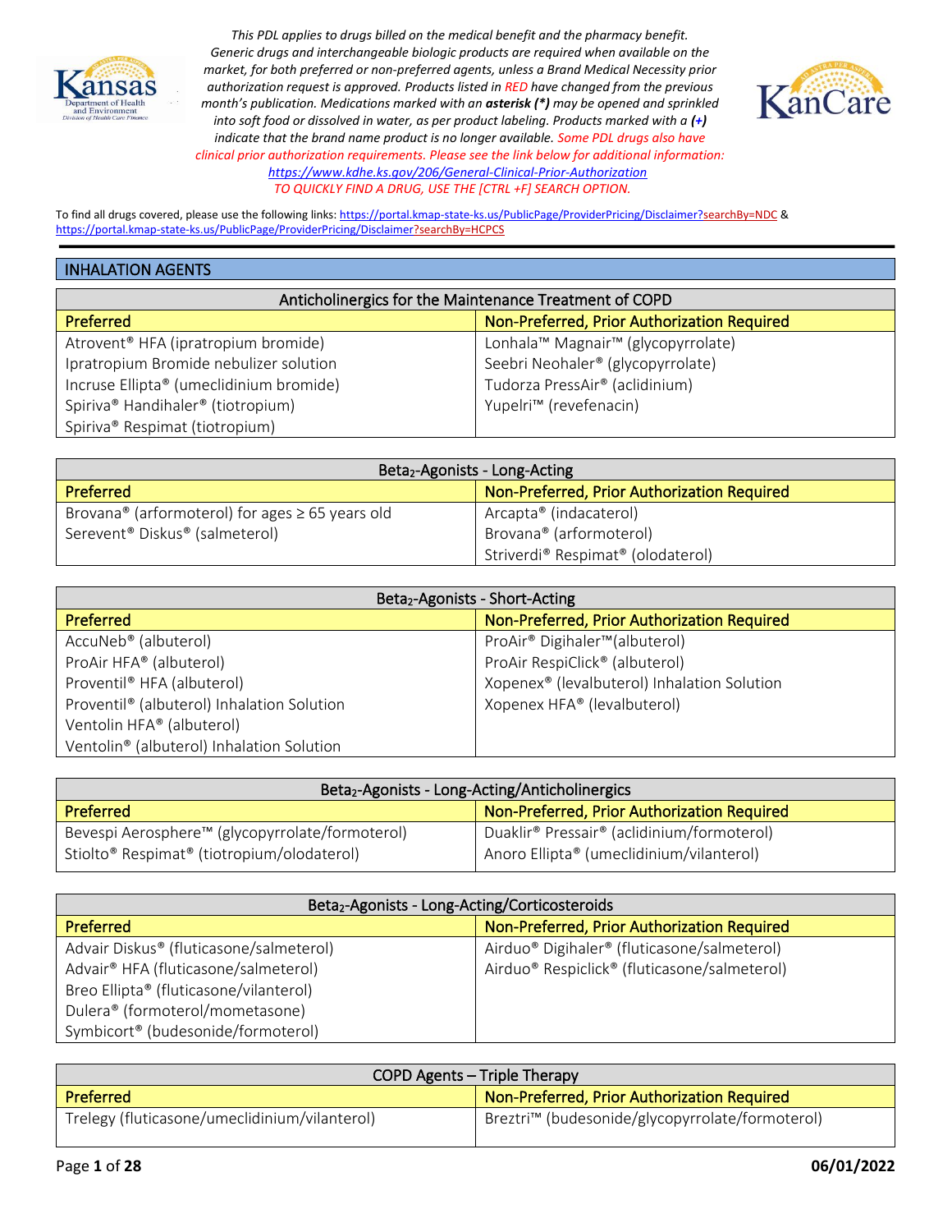*This PDL applies to drugs billed on the medical benefit and the pharmacy benefit. Generic drugs and interchangeable biologic products are required when available on the market, for both preferred or non-preferred agents, unless a Brand Medical Necessity prior authorization request is approved. Products listed in RED have changed from the previous month's publication. Medications marked with an **asterisk (*)** may be opened and sprinkled into soft food or dissolved in water, as per product labeling. Products marked with a **(+)** indicate that the brand name product is no longer available. Some PDL drugs also have clinical prior authorization requirements. Please see the link below for additional information:* [https://www.kdhe.ks.gov/206/General-Clinical-Prior-Authorization](https://www.kdhe.ks.gov/206/General-Clinical-Prior-Authorization)

*TO QUICKLY FIND A DRUG, USE THE [CTRL +F] SEARCH OPTION.*

To find all drugs covered, please use the following links: https://portal.kmap-state-ks.us/PublicPage/ProviderPricing/Disclaimer?searchBy=NDC & https://portal.kmap-state-ks.us/PublicPage/ProviderPricing/Disclaimer?searchBy=HCPCS

## INHALATION AGENTS

| Anticholinergics for the Maintenance Treatment of COPD | |
|---|---|
| **Preferred** | **Non-Preferred, Prior Authorization Required** |
| Atrovent® HFA (ipratropium bromide) | Lonhala™ Magnair™ (glycopyrrolate) |
| Ipratropium Bromide nebulizer solution | Seebri Neohaler® (glycopyrrolate) |
| Incruse Ellipta® (umeclidinium bromide) | Tudorza PressAir® (aclidinium) |
| Spiriva® Handihaler® (tiotropium) | Yupelri™ (revefenacin) |
| Spiriva® Respimat (tiotropium) | |

| $Beta_2$-Agonists - Long-Acting | |
|---|---|
| **Preferred** | **Non-Preferred, Prior Authorization Required** |
| Brovana® (arformoterol) for ages ≥ 65 years old | Arcapta® (indacaterol) |
| Serevent® Diskus® (salmeterol) | Brovana® (arformoterol) |
| | Striverdi® Respimat® (olodaterol) |

| $Beta_2$-Agonists - Short-Acting | |
|---|---|
| **Preferred** | **Non-Preferred, Prior Authorization Required** |
| AccuNeb® (albuterol) | ProAir® Digihaler™(albuterol) |
| ProAir HFA® (albuterol) | ProAir RespiClick® (albuterol) |
| Proventil® HFA (albuterol) | Xopenex® (levalbuterol) Inhalation Solution |
| Proventil® (albuterol) Inhalation Solution | Xopenex HFA® (levalbuterol) |
| Ventolin HFA® (albuterol) | |
| Ventolin® (albuterol) Inhalation Solution | |

| $Beta_2$-Agonists - Long-Acting/Anticholinergics | |
|---|---|
| **Preferred** | **Non-Preferred, Prior Authorization Required** |
| Bevespi Aerosphere™ (glycopyrrolate/formoterol) | Duaklir® Pressair® (aclidinium/formoterol) |
| Stiolto® Respimat® (tiotropium/olodaterol) | Anoro Ellipta® (umeclidinium/vilanterol) |

| $Beta_2$-Agonists - Long-Acting/Corticosteroids | |
|---|---|
| **Preferred** | **Non-Preferred, Prior Authorization Required** |
| Advair Diskus® (fluticasone/salmeterol) | Airduo® Digihaler® (fluticasone/salmeterol) |
| Advair® HFA (fluticasone/salmeterol) | Airduo® Respiclick® (fluticasone/salmeterol) |
| Breo Ellipta® (fluticasone/vilanterol) | |
| Dulera® (formoterol/mometasone) | |
| Symbicort® (budesonide/formoterol) | |

| COPD Agents – Triple Therapy | |
|---|---|
| **Preferred** | **Non-Preferred, Prior Authorization Required** |
| Trelegy (fluticasone/umeclidinium/vilanterol) | Breztri™ (budesonide/glycopyrrolate/formoterol) |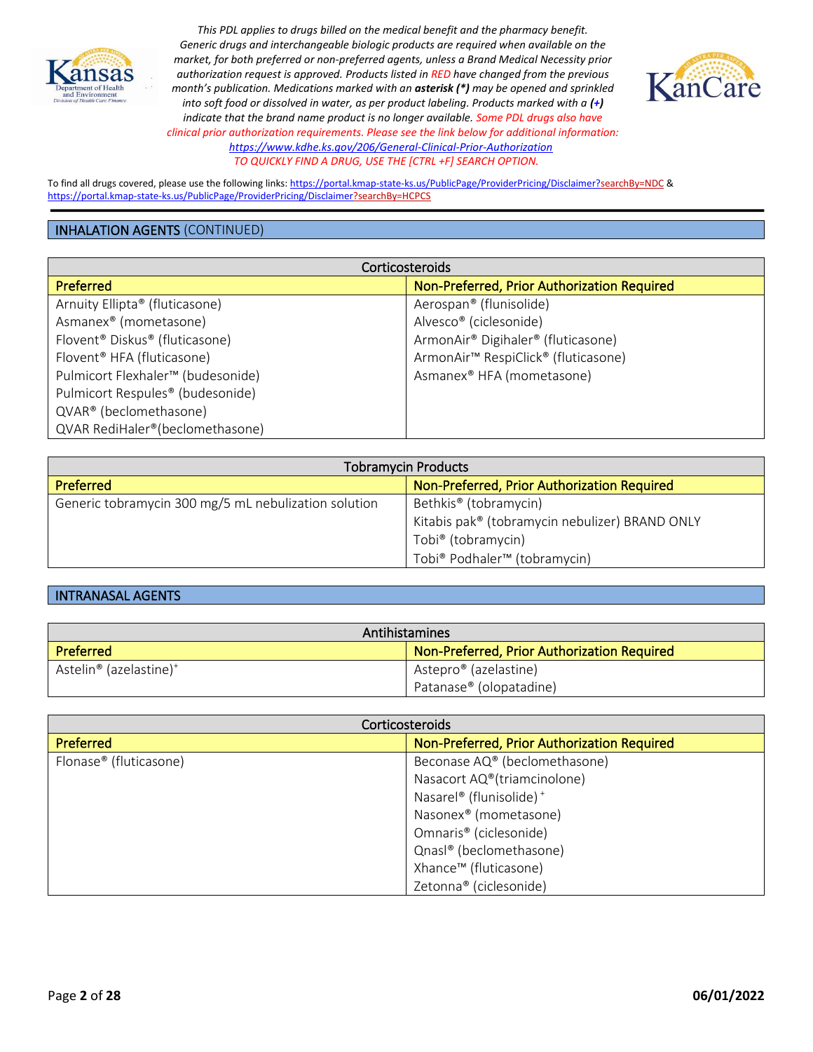*This PDL applies to drugs billed on the medical benefit and the pharmacy benefit. Generic drugs and interchangeable biologic products are required when available on the market, for both preferred or non-preferred agents, unless a Brand Medical Necessity prior authorization request is approved. Products listed in RED have changed from the previous month's publication. Medications marked with an **asterisk (*)** may be opened and sprinkled into soft food or dissolved in water, as per product labeling. Products marked with a (+) indicate that the brand name product is no longer available. Some PDL drugs also have clinical prior authorization requirements. Please see the link below for additional information:* [https://www.kdhe.ks.gov/206/General-Clinical-Prior-Authorization](https://www.kdhe.ks.gov/206/General-Clinical-Prior-Authorization)
*TO QUICKLY FIND A DRUG, USE THE [CTRL +F] SEARCH OPTION.*

To find all drugs covered, please use the following links: https://portal.kmap-state-ks.us/PublicPage/ProviderPricing/Disclaimer?searchBy=NDC & https://portal.kmap-state-ks.us/PublicPage/ProviderPricing/Disclaimer?searchBy=HCPCS

## INHALATION AGENTS (CONTINUED)

| Corticosteroids | |
|---|---|
| **Preferred** | **Non-Preferred, Prior Authorization Required** |
| Arnuity Ellipta® (fluticasone) | Aerospan® (flunisolide) |
| Asmanex® (mometasone) | Alvesco® (ciclesonide) |
| Flovent® Diskus® (fluticasone) | ArmonAir® Digihaler® (fluticasone) |
| Flovent® HFA (fluticasone) | ArmonAir™ RespiClick® (fluticasone) |
| Pulmicort Flexhaler™ (budesonide) | Asmanex® HFA (mometasone) |
| Pulmicort Respules® (budesonide) | |
| QVAR® (beclomethasone) | |
| QVAR RediHaler®(beclomethasone) | |

| Tobramycin Products | |
|---|---|
| **Preferred** | **Non-Preferred, Prior Authorization Required** |
| Generic tobramycin 300 mg/5 mL nebulization solution | Bethkis® (tobramycin) |
| | Kitabis pak® (tobramycin nebulizer) BRAND ONLY |
| | Tobi® (tobramycin) |
| | Tobi® Podhaler™ (tobramycin) |

## INTRANASAL AGENTS

| Antihistamines | |
|---|---|
| **Preferred** | **Non-Preferred, Prior Authorization Required** |
| Astelin® (azelastine)+ | Astepro® (azelastine) |
| | Patanase® (olopatadine) |

| Corticosteroids | |
|---|---|
| **Preferred** | **Non-Preferred, Prior Authorization Required** |
| Flonase® (fluticasone) | Beconase AQ® (beclomethasone) |
| | Nasacort AQ®(triamcinolone) |
| | Nasarel® (flunisolide) + |
| | Nasonex® (mometasone) |
| | Omnaris® (ciclesonide) |
| | Qnasl® (beclomethasone) |
| | Xhance™ (fluticasone) |
| | Zetonna® (ciclesonide) |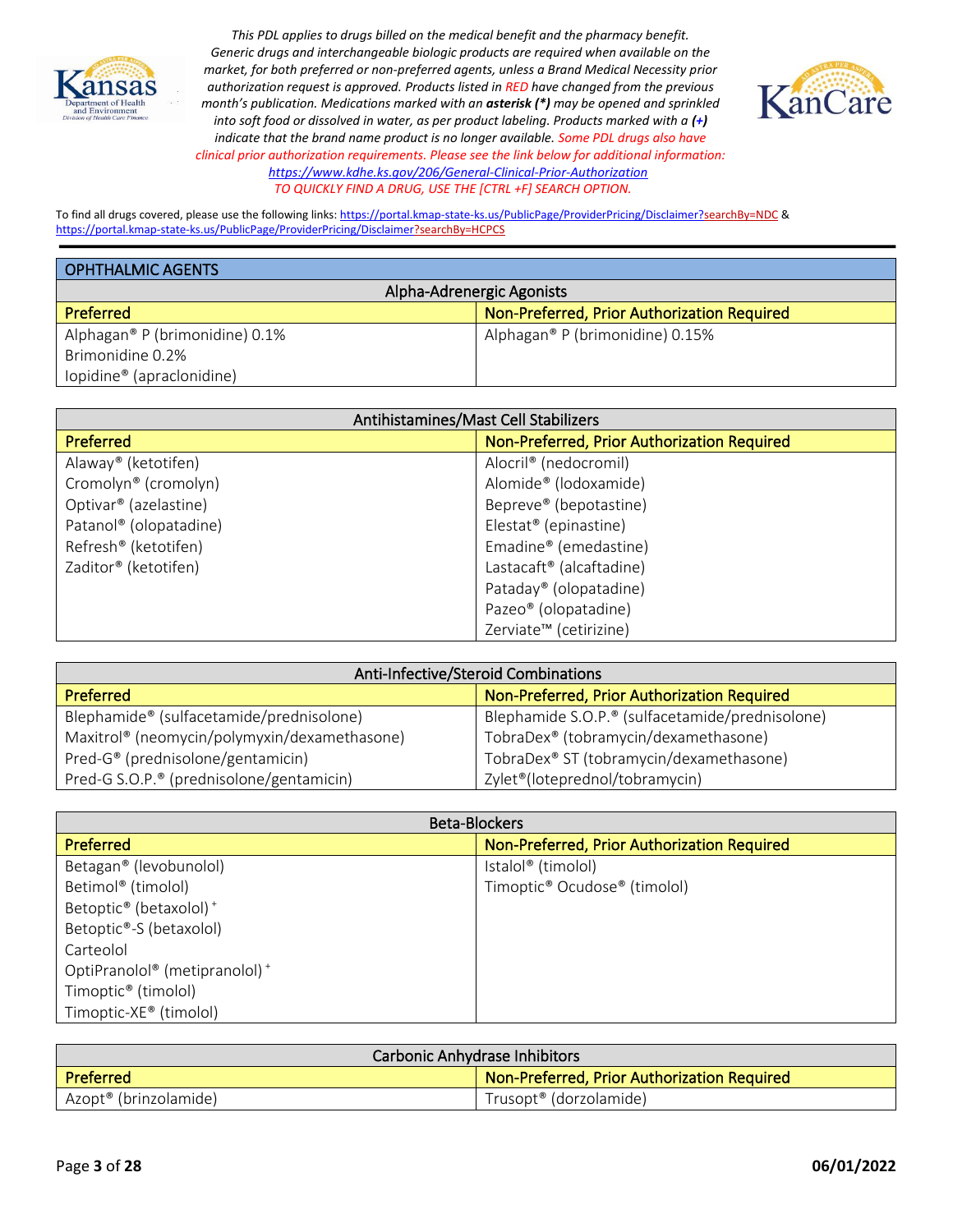*This PDL applies to drugs billed on the medical benefit and the pharmacy benefit. Generic drugs and interchangeable biologic products are required when available on the market, for both preferred or non-preferred agents, unless a Brand Medical Necessity prior authorization request is approved. Products listed in RED have changed from the previous month's publication. Medications marked with an **asterisk (*)** may be opened and sprinkled into soft food or dissolved in water, as per product labeling. Products marked with a **(+)** indicate that the brand name product is no longer available. Some PDL drugs also have clinical prior authorization requirements. Please see the link below for additional information:* *https://www.kdhe.ks.gov/206/General-Clinical-Prior-Authorization*

*TO QUICKLY FIND A DRUG, USE THE [CTRL +F] SEARCH OPTION.*

To find all drugs covered, please use the following links: https://portal.kmap-state-ks.us/PublicPage/ProviderPricing/Disclaimer?searchBy=NDC & https://portal.kmap-state-ks.us/PublicPage/ProviderPricing/Disclaimer?searchBy=HCPCS

## OPHTHALMIC AGENTS

| Alpha-Adrenergic Agonists | |
|---|---|
| **Preferred** | **Non-Preferred, Prior Authorization Required** |
| Alphagan® P (brimonidine) 0.1% | Alphagan® P (brimonidine) 0.15% |
| Brimonidine 0.2% | |
| Iopidine® (apraclonidine) | |

| Antihistamines/Mast Cell Stabilizers | |
|---|---|
| **Preferred** | **Non-Preferred, Prior Authorization Required** |
| Alaway® (ketotifen) | Alocril® (nedocromil) |
| Cromolyn® (cromolyn) | Alomide® (lodoxamide) |
| Optivar® (azelastine) | Bepreve® (bepotastine) |
| Patanol® (olopatadine) | Elestat® (epinastine) |
| Refresh® (ketotifen) | Emadine® (emedastine) |
| Zaditor® (ketotifen) | Lastacaft® (alcaftadine) |
| | Pataday® (olopatadine) |
| | Pazeo® (olopatadine) |
| | Zerviate™ (cetirizine) |

| Anti-Infective/Steroid Combinations | |
|---|---|
| **Preferred** | **Non-Preferred, Prior Authorization Required** |
| Blephamide® (sulfacetamide/prednisolone) | Blephamide S.O.P.® (sulfacetamide/prednisolone) |
| Maxitrol® (neomycin/polymyxin/dexamethasone) | TobraDex® (tobramycin/dexamethasone) |
| Pred-G® (prednisolone/gentamicin) | TobraDex® ST (tobramycin/dexamethasone) |
| Pred-G S.O.P.® (prednisolone/gentamicin) | Zylet®(loteprednol/tobramycin) |

| Beta-Blockers | |
|---|---|
| **Preferred** | **Non-Preferred, Prior Authorization Required** |
| Betagan® (levobunolol) | Istalol® (timolol) |
| Betimol® (timolol) | Timoptic® Ocudose® (timolol) |
| Betoptic® (betaxolol) + | |
| Betoptic®-S (betaxolol) | |
| Carteolol | |
| OptiPranolol® (metipranolol) + | |
| Timoptic® (timolol) | |
| Timoptic-XE® (timolol) | |

| Carbonic Anhydrase Inhibitors | |
|---|---|
| **Preferred** | **Non-Preferred, Prior Authorization Required** |
| Azopt® (brinzolamide) | Trusopt® (dorzolamide) |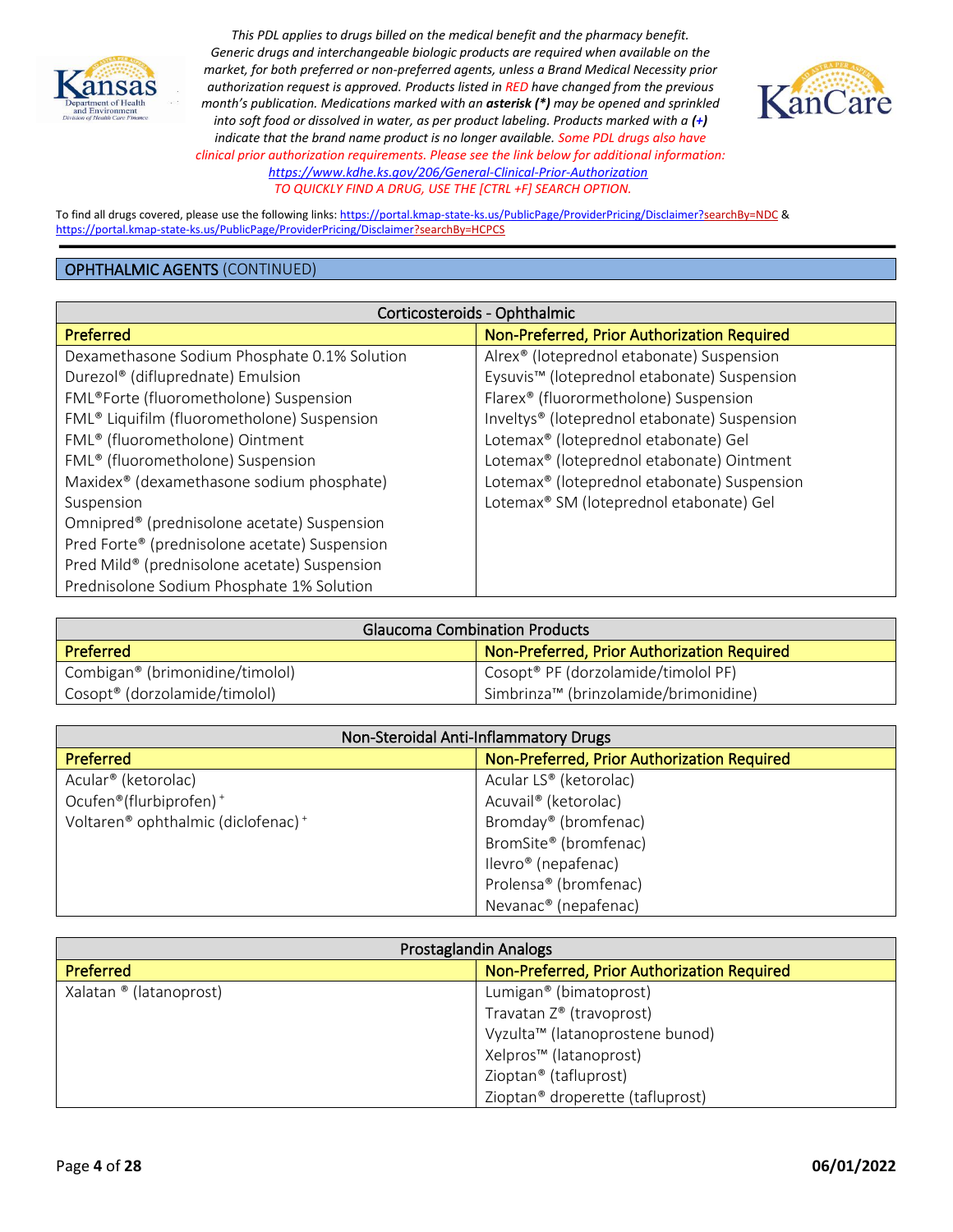*This PDL applies to drugs billed on the medical benefit and the pharmacy benefit. Generic drugs and interchangeable biologic products are required when available on the market, for both preferred or non-preferred agents, unless a Brand Medical Necessity prior authorization request is approved. Products listed in RED have changed from the previous month's publication. Medications marked with an **asterisk (*)** may be opened and sprinkled into soft food or dissolved in water, as per product labeling. Products marked with a **(+)** indicate that the brand name product is no longer available. Some PDL drugs also have clinical prior authorization requirements. Please see the link below for additional information:* https://www.kdhe.ks.gov/206/General-Clinical-Prior-Authorization
*TO QUICKLY FIND A DRUG, USE THE [CTRL +F] SEARCH OPTION.*

To find all drugs covered, please use the following links: https://portal.kmap-state-ks.us/PublicPage/ProviderPricing/Disclaimer?searchBy=NDC & https://portal.kmap-state-ks.us/PublicPage/ProviderPricing/Disclaimer?searchBy=HCPCS

## OPHTHALMIC AGENTS (CONTINUED)

| Corticosteroids - Ophthalmic | |
|---|---|
| **Preferred** | **Non-Preferred, Prior Authorization Required** |
| Dexamethasone Sodium Phosphate 0.1% Solution | Alrex® (loteprednol etabonate) Suspension |
| Durezol® (difluprednate) Emulsion | Eysuvis™ (loteprednol etabonate) Suspension |
| FML®Forte (fluorometholone) Suspension | Flarex® (fluorometholone) Suspension |
| FML® Liquifilm (fluorometholone) Suspension | Inveltys® (loteprednol etabonate) Suspension |
| FML® (fluorometholone) Ointment | Lotemax® (loteprednol etabonate) Gel |
| FML® (fluorometholone) Suspension | Lotemax® (loteprednol etabonate) Ointment |
| Maxidex® (dexamethasone sodium phosphate) Suspension | Lotemax® (loteprednol etabonate) Suspension |
| Omnipred® (prednisolone acetate) Suspension | Lotemax® SM (loteprednol etabonate) Gel |
| Pred Forte® (prednisolone acetate) Suspension | |
| Pred Mild® (prednisolone acetate) Suspension | |
| Prednisolone Sodium Phosphate 1% Solution | |

| Glaucoma Combination Products | |
|---|---|
| **Preferred** | **Non-Preferred, Prior Authorization Required** |
| Combigan® (brimonidine/timolol) | Cosopt® PF (dorzolamide/timolol PF) |
| Cosopt® (dorzolamide/timolol) | Simbrinza™ (brinzolamide/brimonidine) |

| Non-Steroidal Anti-Inflammatory Drugs | |
|---|---|
| **Preferred** | **Non-Preferred, Prior Authorization Required** |
| Acular® (ketorolac) | Acular LS® (ketorolac) |
| Ocufen®(flurbiprofen) + | Acuvail® (ketorolac) |
| Voltaren® ophthalmic (diclofenac) + | Bromday® (bromfenac) |
| | BromSite® (bromfenac) |
| | Ilevro® (nepafenac) |
| | Prolensa® (bromfenac) |
| | Nevanac® (nepafenac) |

| Prostaglandin Analogs | |
|---|---|
| **Preferred** | **Non-Preferred, Prior Authorization Required** |
| Xalatan ® (latanoprost) | Lumigan® (bimatoprost) |
| | Travatan Z® (travoprost) |
| | Vyzulta™ (latanoprostene bunod) |
| | Xelpros™ (latanoprost) |
| | Zioptan® (tafluprost) |
| | Zioptan® droperette (tafluprost) |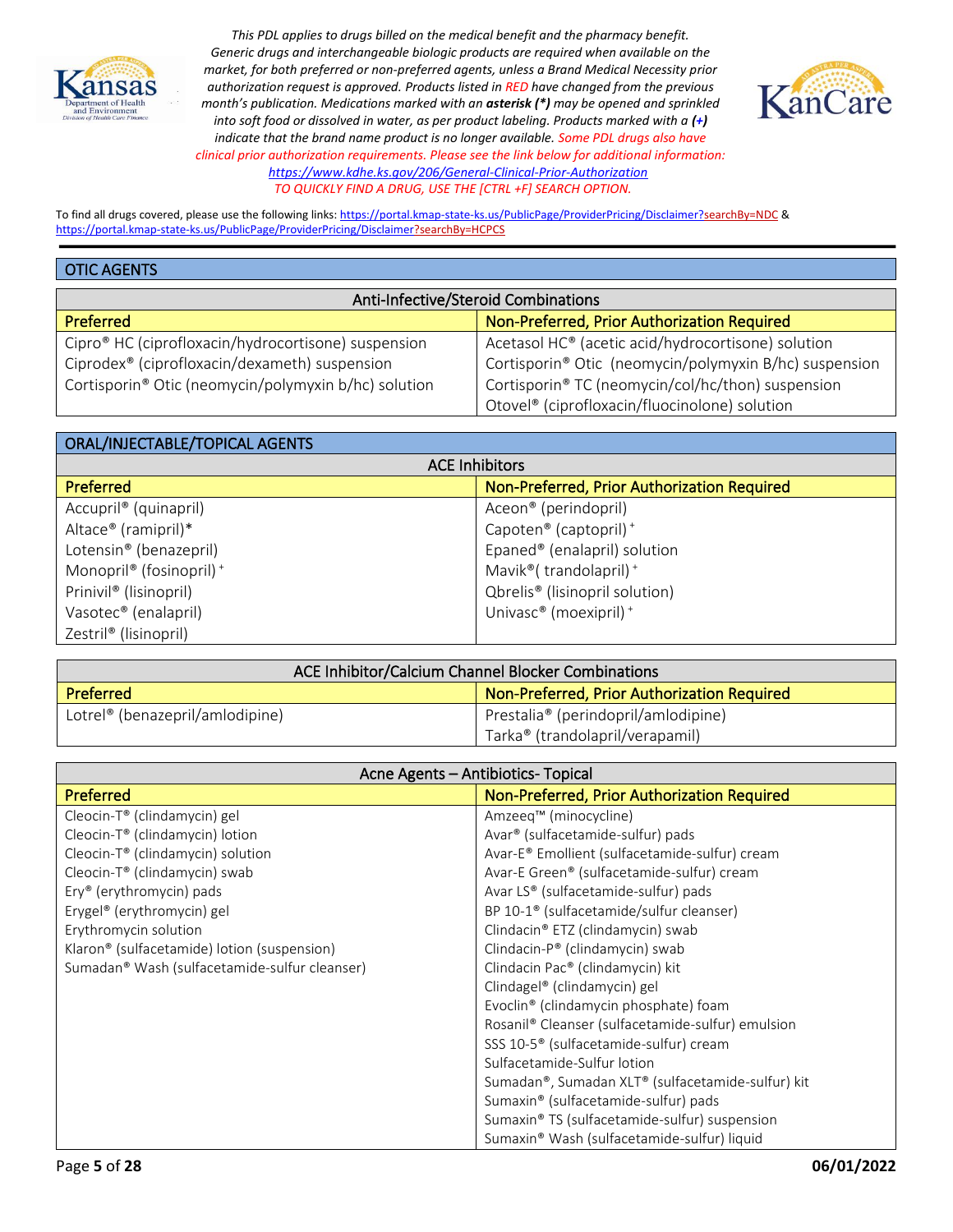*This PDL applies to drugs billed on the medical benefit and the pharmacy benefit. Generic drugs and interchangeable biologic products are required when available on the market, for both preferred or non-preferred agents, unless a Brand Medical Necessity prior authorization request is approved. Products listed in RED have changed from the previous month's publication. Medications marked with an **asterisk (*)** may be opened and sprinkled into soft food or dissolved in water, as per product labeling. Products marked with a **(+)** indicate that the brand name product is no longer available. Some PDL drugs also have clinical prior authorization requirements. Please see the link below for additional information:* https://www.kdhe.ks.gov/206/General-Clinical-Prior-Authorization

*TO QUICKLY FIND A DRUG, USE THE [CTRL +F] SEARCH OPTION.*

To find all drugs covered, please use the following links: https://portal.kmap-state-ks.us/PublicPage/ProviderPricing/Disclaimer?searchBy=NDC & https://portal.kmap-state-ks.us/PublicPage/ProviderPricing/Disclaimer?searchBy=HCPCS

## OTIC AGENTS

**Anti-Infective/Steroid Combinations**

| Preferred | Non-Preferred, Prior Authorization Required |
|---|---|
| Cipro® HC (ciprofloxacin/hydrocortisone) suspension | Acetasol HC® (acetic acid/hydrocortisone) solution |
| Ciprodex® (ciprofloxacin/dexameth) suspension | Cortisporin® Otic (neomycin/polymyxin B/hc) suspension |
| Cortisporin® Otic (neomycin/polymyxin b/hc) solution | Cortisporin® TC (neomycin/col/hc/thon) suspension |
| | Otovel® (ciprofloxacin/fluocinolone) solution |

## ORAL/INJECTABLE/TOPICAL AGENTS

**ACE Inhibitors**

| Preferred | Non-Preferred, Prior Authorization Required |
|---|---|
| Accupril® (quinapril) | Aceon® (perindopril) |
| Altace® (ramipril)* | Capoten® (captopril) + |
| Lotensin® (benazepril) | Epaned® (enalapril) solution |
| Monopril® (fosinopril) + | Mavik®( trandolapril) + |
| Prinivil® (lisinopril) | Qbrelis® (lisinopril solution) |
| Vasotec® (enalapril) | Univasc® (moexipril) + |
| Zestril® (lisinopril) | |

**ACE Inhibitor/Calcium Channel Blocker Combinations**

| Preferred | Non-Preferred, Prior Authorization Required |
|---|---|
| Lotrel® (benazepril/amlodipine) | Prestalia® (perindopril/amlodipine) |
| | Tarka® (trandolapril/verapamil) |

**Acne Agents – Antibiotics- Topical**

| Preferred | Non-Preferred, Prior Authorization Required |
|---|---|
| Cleocin-T® (clindamycin) gel | Amzeeq™ (minocycline) |
| Cleocin-T® (clindamycin) lotion | Avar® (sulfacetamide-sulfur) pads |
| Cleocin-T® (clindamycin) solution | Avar-E® Emollient (sulfacetamide-sulfur) cream |
| Cleocin-T® (clindamycin) swab | Avar-E Green® (sulfacetamide-sulfur) cream |
| Ery® (erythromycin) pads | Avar LS® (sulfacetamide-sulfur) pads |
| Erygel® (erythromycin) gel | BP 10-1® (sulfacetamide/sulfur cleanser) |
| Erythromycin solution | Clindacin® ETZ (clindamycin) swab |
| Klaron® (sulfacetamide) lotion (suspension) | Clindacin-P® (clindamycin) swab |
| Sumadan® Wash (sulfacetamide-sulfur cleanser) | Clindacin Pac® (clindamycin) kit |
| | Clindagel® (clindamycin) gel |
| | Evoclin® (clindamycin phosphate) foam |
| | Rosanil® Cleanser (sulfacetamide-sulfur) emulsion |
| | SSS 10-5® (sulfacetamide-sulfur) cream |
| | Sulfacetamide-Sulfur lotion |
| | Sumadan®, Sumadan XLT® (sulfacetamide-sulfur) kit |
| | Sumaxin® (sulfacetamide-sulfur) pads |
| | Sumaxin® TS (sulfacetamide-sulfur) suspension |
| | Sumaxin® Wash (sulfacetamide-sulfur) liquid |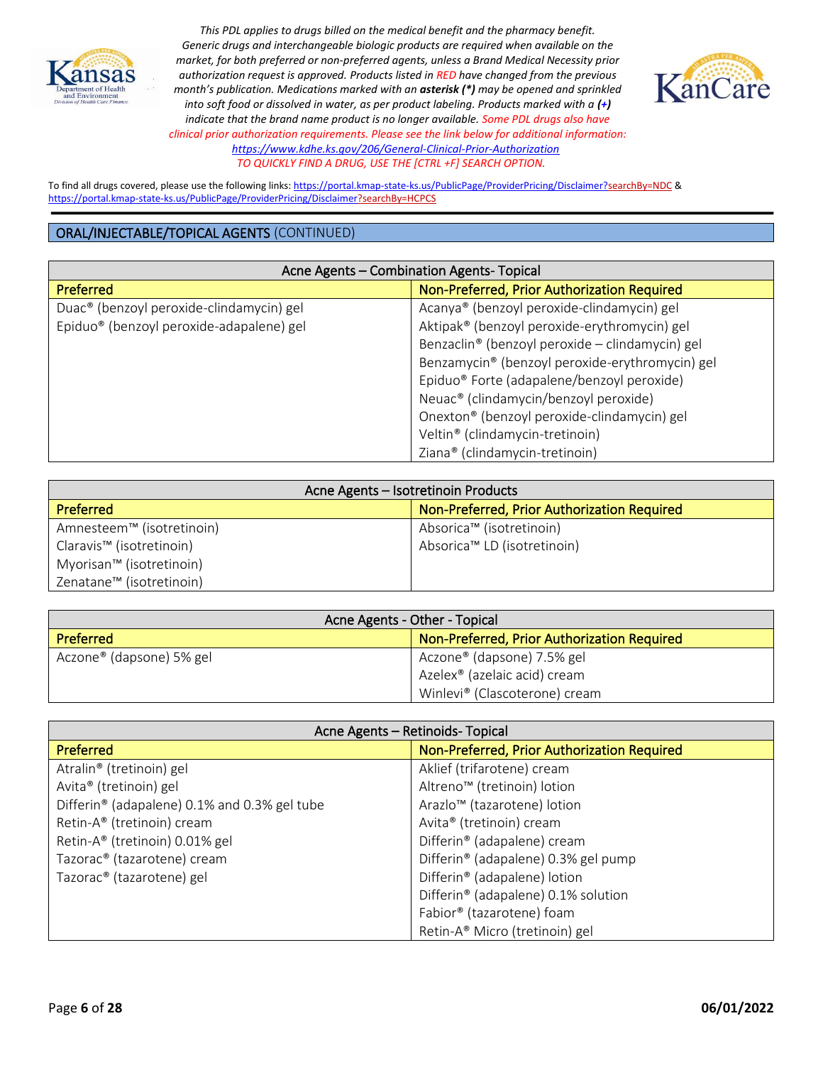*This PDL applies to drugs billed on the medical benefit and the pharmacy benefit. Generic drugs and interchangeable biologic products are required when available on the market, for both preferred or non-preferred agents, unless a Brand Medical Necessity prior authorization request is approved. Products listed in RED have changed from the previous month's publication. Medications marked with an **asterisk (*)** may be opened and sprinkled into soft food or dissolved in water, as per product labeling. Products marked with a **(+)** indicate that the brand name product is no longer available. Some PDL drugs also have clinical prior authorization requirements. Please see the link below for additional information:* [https://www.kdhe.ks.gov/206/General-Clinical-Prior-Authorization](https://www.kdhe.ks.gov/206/General-Clinical-Prior-Authorization)
*TO QUICKLY FIND A DRUG, USE THE [CTRL +F] SEARCH OPTION.*

To find all drugs covered, please use the following links: https://portal.kmap-state-ks.us/PublicPage/ProviderPricing/Disclaimer?searchBy=NDC & https://portal.kmap-state-ks.us/PublicPage/ProviderPricing/Disclaimer?searchBy=HCPCS

## ORAL/INJECTABLE/TOPICAL AGENTS (CONTINUED)

| Acne Agents – Combination Agents- Topical | |
|---|---|
| **Preferred** | **Non-Preferred, Prior Authorization Required** |
| Duac® (benzoyl peroxide-clindamycin) gel | Acanya® (benzoyl peroxide-clindamycin) gel |
| Epiduo® (benzoyl peroxide-adapalene) gel | Aktipak® (benzoyl peroxide-erythromycin) gel |
| | Benzaclin® (benzoyl peroxide – clindamycin) gel |
| | Benzamycin® (benzoyl peroxide-erythromycin) gel |
| | Epiduo® Forte (adapalene/benzoyl peroxide) |
| | Neuac® (clindamycin/benzoyl peroxide) |
| | Onexton® (benzoyl peroxide-clindamycin) gel |
| | Veltin® (clindamycin-tretinoin) |
| | Ziana® (clindamycin-tretinoin) |

| Acne Agents – Isotretinoin Products | |
|---|---|
| **Preferred** | **Non-Preferred, Prior Authorization Required** |
| Amnesteem™ (isotretinoin) | Absorica™ (isotretinoin) |
| Claravis™ (isotretinoin) | Absorica™ LD (isotretinoin) |
| Myorisan™ (isotretinoin) | |
| Zenatane™ (isotretinoin) | |

| Acne Agents - Other - Topical | |
|---|---|
| **Preferred** | **Non-Preferred, Prior Authorization Required** |
| Aczone® (dapsone) 5% gel | Aczone® (dapsone) 7.5% gel |
| | Azelex® (azelaic acid) cream |
| | Winlevi® (Clascoterone) cream |

| Acne Agents – Retinoids- Topical | |
|---|---|
| **Preferred** | **Non-Preferred, Prior Authorization Required** |
| Atralin® (tretinoin) gel | Aklief (trifarotene) cream |
| Avita® (tretinoin) gel | Altreno™ (tretinoin) lotion |
| Differin® (adapalene) 0.1% and 0.3% gel tube | Arazlo™ (tazarotene) lotion |
| Retin-A® (tretinoin) cream | Avita® (tretinoin) cream |
| Retin-A® (tretinoin) 0.01% gel | Differin® (adapalene) cream |
| Tazorac® (tazarotene) cream | Differin® (adapalene) 0.3% gel pump |
| Tazorac® (tazarotene) gel | Differin® (adapalene) lotion |
| | Differin® (adapalene) 0.1% solution |
| | Fabior® (tazarotene) foam |
| | Retin-A® Micro (tretinoin) gel |

**06/01/2022**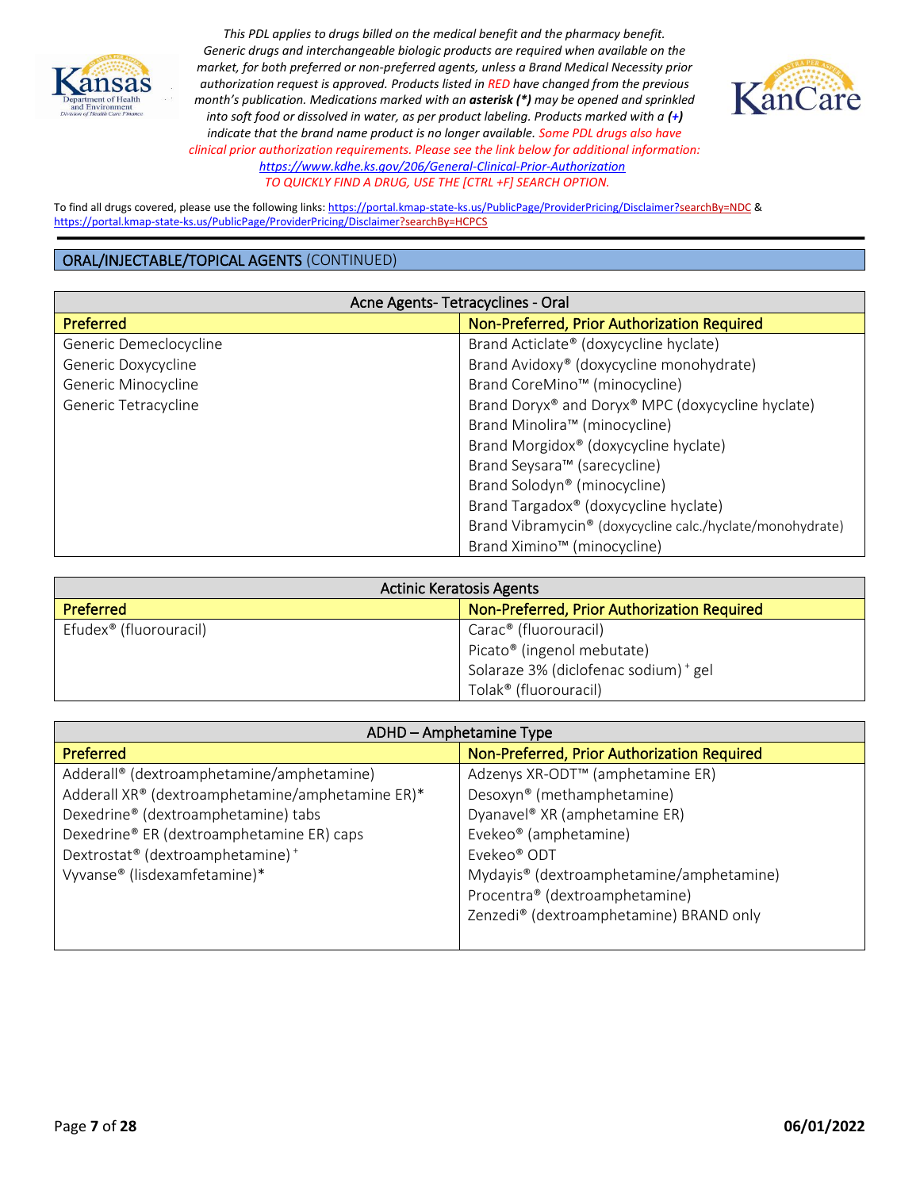*This PDL applies to drugs billed on the medical benefit and the pharmacy benefit. Generic drugs and interchangeable biologic products are required when available on the market, for both preferred or non-preferred agents, unless a Brand Medical Necessity prior authorization request is approved. Products listed in RED have changed from the previous month's publication. Medications marked with an **asterisk (*)** may be opened and sprinkled into soft food or dissolved in water, as per product labeling. Products marked with a **(+)** indicate that the brand name product is no longer available. Some PDL drugs also have clinical prior authorization requirements. Please see the link below for additional information:* [https://www.kdhe.ks.gov/206/General-Clinical-Prior-Authorization](https://www.kdhe.ks.gov/206/General-Clinical-Prior-Authorization)
*TO QUICKLY FIND A DRUG, USE THE [CTRL +F] SEARCH OPTION.*

To find all drugs covered, please use the following links: https://portal.kmap-state-ks.us/PublicPage/ProviderPricing/Disclaimer?searchBy=NDC & https://portal.kmap-state-ks.us/PublicPage/ProviderPricing/Disclaimer?searchBy=HCPCS

## ORAL/INJECTABLE/TOPICAL AGENTS (CONTINUED)

| Acne Agents- Tetracyclines - Oral | |
|---|---|
| **Preferred** | **Non-Preferred, Prior Authorization Required** |
| Generic Demeclocycline | Brand Acticlate® (doxycycline hyclate) |
| Generic Doxycycline | Brand Avidoxy® (doxycycline monohydrate) |
| Generic Minocycline | Brand CoreMino™ (minocycline) |
| Generic Tetracycline | Brand Doryx® and Doryx® MPC (doxycycline hyclate) |
| | Brand Minolira™ (minocycline) |
| | Brand Morgidox® (doxycycline hyclate) |
| | Brand Seysara™ (sarecycline) |
| | Brand Solodyn® (minocycline) |
| | Brand Targadox® (doxycycline hyclate) |
| | Brand Vibramycin® (doxycycline calc./hyclate/monohydrate) |
| | Brand Ximino™ (minocycline) |

| Actinic Keratosis Agents | |
|---|---|
| **Preferred** | **Non-Preferred, Prior Authorization Required** |
| Efudex® (fluorouracil) | Carac® (fluorouracil) |
| | Picato® (ingenol mebutate) |
| | Solaraze 3% (diclofenac sodium) + gel |
| | Tolak® (fluorouracil) |

| ADHD – Amphetamine Type | |
|---|---|
| **Preferred** | **Non-Preferred, Prior Authorization Required** |
| Adderall® (dextroamphetamine/amphetamine) | Adzenys XR-ODT™ (amphetamine ER) |
| Adderall XR® (dextroamphetamine/amphetamine ER)* | Desoxyn® (methamphetamine) |
| Dexedrine® (dextroamphetamine) tabs | Dyanavel® XR (amphetamine ER) |
| Dexedrine® ER (dextroamphetamine ER) caps | Evekeo® (amphetamine) |
| Dextrostat® (dextroamphetamine) + | Evekeo® ODT |
| Vyvanse® (lisdexamfetamine)* | Mydayis® (dextroamphetamine/amphetamine) |
| | Procentra® (dextroamphetamine) |
| | Zenzedi® (dextroamphetamine) BRAND only |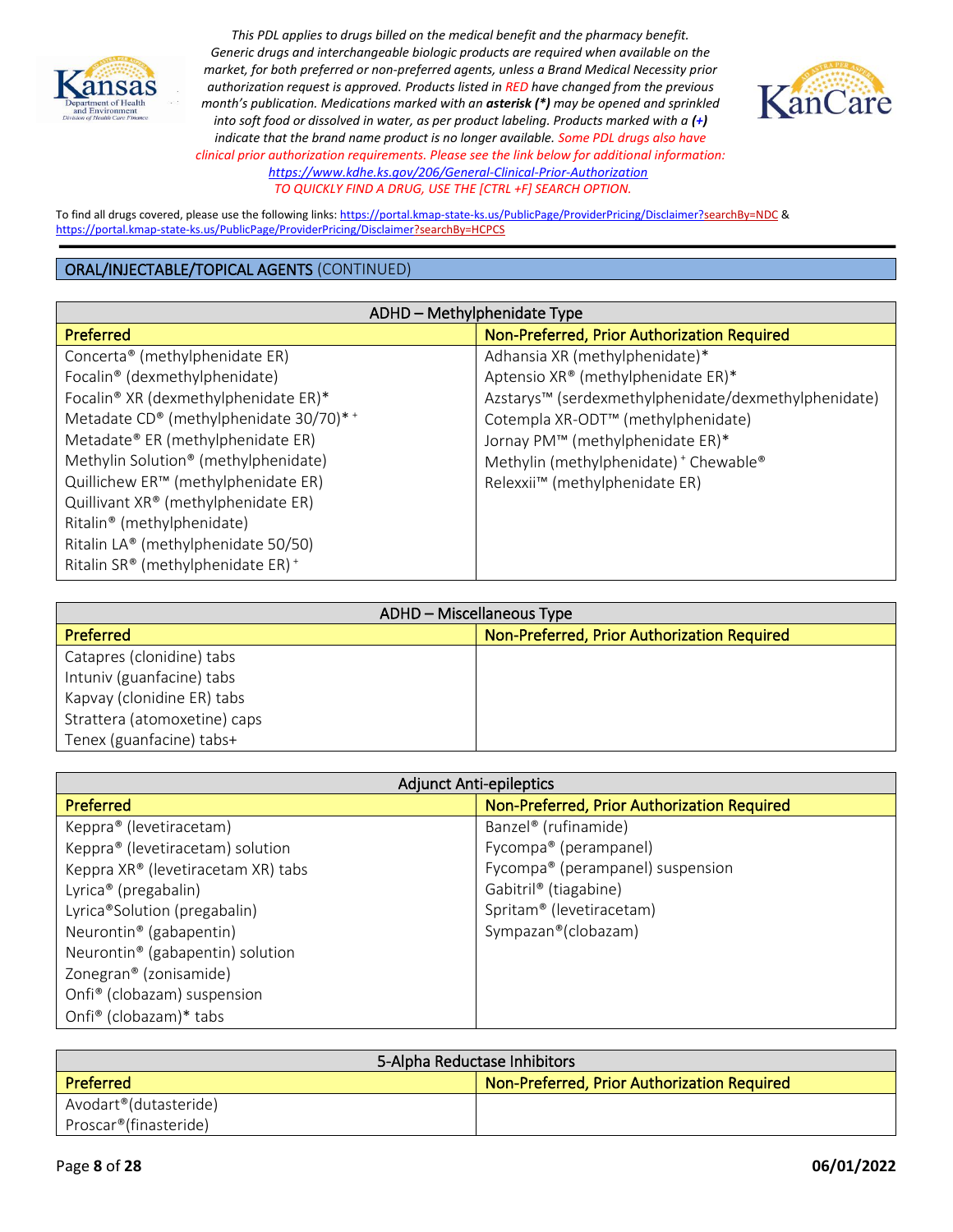*This PDL applies to drugs billed on the medical benefit and the pharmacy benefit. Generic drugs and interchangeable biologic products are required when available on the market, for both preferred or non-preferred agents, unless a Brand Medical Necessity prior authorization request is approved. Products listed in RED have changed from the previous month's publication. Medications marked with an **asterisk (*)** may be opened and sprinkled into soft food or dissolved in water, as per product labeling. Products marked with a **(+)** indicate that the brand name product is no longer available. Some PDL drugs also have clinical prior authorization requirements. Please see the link below for additional information:* *https://www.kdhe.ks.gov/206/General-Clinical-Prior-Authorization*

*TO QUICKLY FIND A DRUG, USE THE [CTRL +F] SEARCH OPTION.*

To find all drugs covered, please use the following links: https://portal.kmap-state-ks.us/PublicPage/ProviderPricing/Disclaimer?searchBy=NDC & https://portal.kmap-state-ks.us/PublicPage/ProviderPricing/Disclaimer?searchBy=HCPCS

## ORAL/INJECTABLE/TOPICAL AGENTS (CONTINUED)

| ADHD – Methylphenidate Type | |
|---|---|
| **Preferred** | **Non-Preferred, Prior Authorization Required** |
| Concerta® (methylphenidate ER) | Adhansia XR (methylphenidate)* |
| Focalin® (dexmethylphenidate) | Aptensio XR® (methylphenidate ER)* |
| Focalin® XR (dexmethylphenidate ER)* | Azstarys™ (serdexmethylphenidate/dexmethylphenidate) |
| Metadate CD® (methylphenidate 30/70)* + | Cotempla XR-ODT™ (methylphenidate) |
| Metadate® ER (methylphenidate ER) | Jornay PM™ (methylphenidate ER)* |
| Methylin Solution® (methylphenidate) | Methylin (methylphenidate) + Chewable® |
| Quillichew ER™ (methylphenidate ER) | Relexxii™ (methylphenidate ER) |
| Quillivant XR® (methylphenidate ER) | |
| Ritalin® (methylphenidate) | |
| Ritalin LA® (methylphenidate 50/50) | |
| Ritalin SR® (methylphenidate ER) + | |

| ADHD – Miscellaneous Type | |
|---|---|
| **Preferred** | **Non-Preferred, Prior Authorization Required** |
| Catapres (clonidine) tabs | |
| Intuniv (guanfacine) tabs | |
| Kapvay (clonidine ER) tabs | |
| Strattera (atomoxetine) caps | |
| Tenex (guanfacine) tabs+ | |

| Adjunct Anti-epileptics | |
|---|---|
| **Preferred** | **Non-Preferred, Prior Authorization Required** |
| Keppra® (levetiracetam) | Banzel® (rufinamide) |
| Keppra® (levetiracetam) solution | Fycompa® (perampanel) |
| Keppra XR® (levetiracetam XR) tabs | Fycompa® (perampanel) suspension |
| Lyrica® (pregabalin) | Gabitril® (tiagabine) |
| Lyrica®Solution (pregabalin) | Spritam® (levetiracetam) |
| Neurontin® (gabapentin) | Sympazan®(clobazam) |
| Neurontin® (gabapentin) solution | |
| Zonegran® (zonisamide) | |
| Onfi® (clobazam) suspension | |
| Onfi® (clobazam)* tabs | |

| 5-Alpha Reductase Inhibitors | |
|---|---|
| **Preferred** | **Non-Preferred, Prior Authorization Required** |
| Avodart®(dutasteride) | |
| Proscar®(finasteride) | |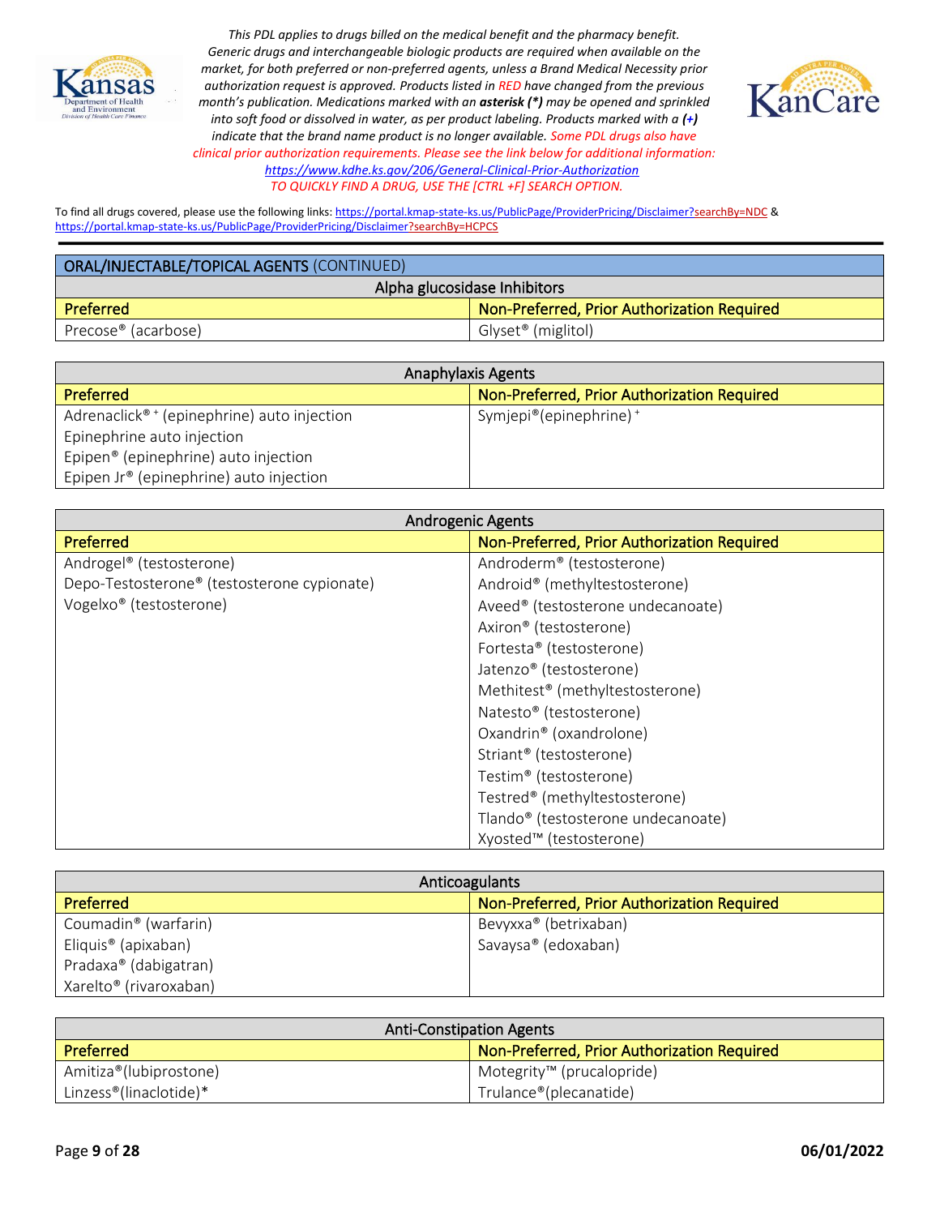*This PDL applies to drugs billed on the medical benefit and the pharmacy benefit. Generic drugs and interchangeable biologic products are required when available on the market, for both preferred or non-preferred agents, unless a Brand Medical Necessity prior authorization request is approved. Products listed in RED have changed from the previous month's publication. Medications marked with an **asterisk (*)** may be opened and sprinkled into soft food or dissolved in water, as per product labeling. Products marked with a (+) indicate that the brand name product is no longer available. Some PDL drugs also have clinical prior authorization requirements. Please see the link below for additional information:* https://www.kdhe.ks.gov/206/General-Clinical-Prior-Authorization

*TO QUICKLY FIND A DRUG, USE THE [CTRL +F] SEARCH OPTION.*

To find all drugs covered, please use the following links: https://portal.kmap-state-ks.us/PublicPage/ProviderPricing/Disclaimer?searchBy=NDC & https://portal.kmap-state-ks.us/PublicPage/ProviderPricing/Disclaimer?searchBy=HCPCS

## ORAL/INJECTABLE/TOPICAL AGENTS (CONTINUED)

### Alpha glucosidase Inhibitors

| Preferred | Non-Preferred, Prior Authorization Required |
|---|---|
| Precose® (acarbose) | Glyset® (miglitol) |

### Anaphylaxis Agents

| Preferred | Non-Preferred, Prior Authorization Required |
|---|---|
| Adrenaclick® + (epinephrine) auto injection | Symjepi®(epinephrine) + |
| Epinephrine auto injection | |
| Epipen® (epinephrine) auto injection | |
| Epipen Jr® (epinephrine) auto injection | |

### Androgenic Agents

| Preferred | Non-Preferred, Prior Authorization Required |
|---|---|
| Androgel® (testosterone) | Androderm® (testosterone) |
| Depo-Testosterone® (testosterone cypionate) | Android® (methyltestosterone) |
| Vogelxo® (testosterone) | Aveed® (testosterone undecanoate) |
| | Axiron® (testosterone) |
| | Fortesta® (testosterone) |
| | Jatenzo® (testosterone) |
| | Methitest® (methyltestosterone) |
| | Natesto® (testosterone) |
| | Oxandrin® (oxandrolone) |
| | Striant® (testosterone) |
| | Testim® (testosterone) |
| | Testred® (methyltestosterone) |
| | Tlando® (testosterone undecanoate) |
| | Xyosted™ (testosterone) |

### Anticoagulants

| Preferred | Non-Preferred, Prior Authorization Required |
|---|---|
| Coumadin® (warfarin) | Bevyxxa® (betrixaban) |
| Eliquis® (apixaban) | Savaysa® (edoxaban) |
| Pradaxa® (dabigatran) | |
| Xarelto® (rivaroxaban) | |

### Anti-Constipation Agents

| Preferred | Non-Preferred, Prior Authorization Required |
|---|---|
| Amitiza®(lubiprostone) | Motegrity™ (prucalopride) |
| Linzess®(linaclotide)* | Trulance®(plecanatide) |

06/01/2022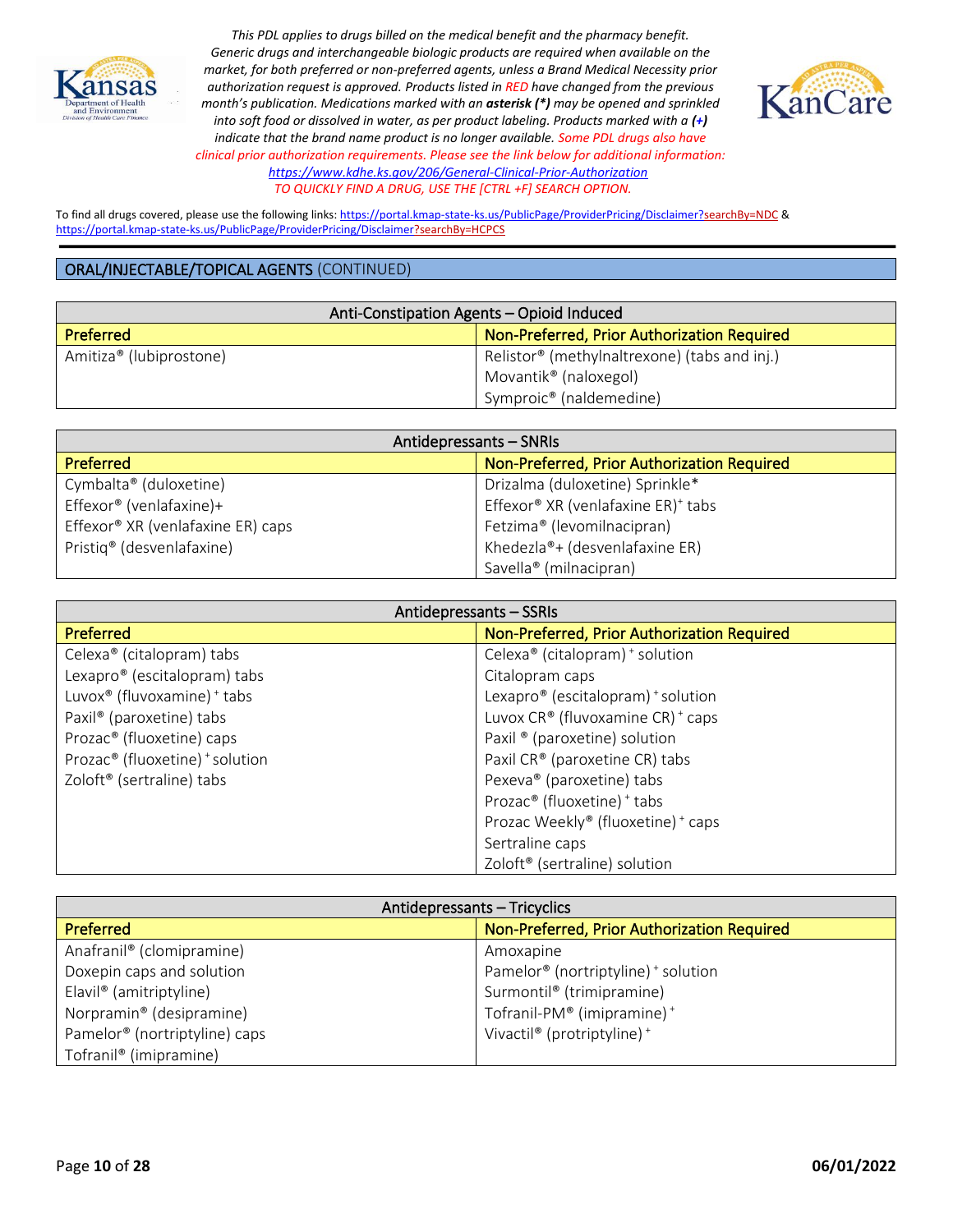*This PDL applies to drugs billed on the medical benefit and the pharmacy benefit. Generic drugs and interchangeable biologic products are required when available on the market, for both preferred or non-preferred agents, unless a Brand Medical Necessity prior authorization request is approved. Products listed in RED have changed from the previous month's publication. Medications marked with an **asterisk (*)** may be opened and sprinkled into soft food or dissolved in water, as per product labeling. Products marked with a **(+)** indicate that the brand name product is no longer available. Some PDL drugs also have clinical prior authorization requirements. Please see the link below for additional information:* [https://www.kdhe.ks.gov/206/General-Clinical-Prior-Authorization](https://www.kdhe.ks.gov/206/General-Clinical-Prior-Authorization)
*TO QUICKLY FIND A DRUG, USE THE [CTRL +F] SEARCH OPTION.*

To find all drugs covered, please use the following links: https://portal.kmap-state-ks.us/PublicPage/ProviderPricing/Disclaimer?searchBy=NDC & https://portal.kmap-state-ks.us/PublicPage/ProviderPricing/Disclaimer?searchBy=HCPCS

## ORAL/INJECTABLE/TOPICAL AGENTS (CONTINUED)

| Anti-Constipation Agents – Opioid Induced | |
|---|---|
| **Preferred** | **Non-Preferred, Prior Authorization Required** |
| Amitiza® (lubiprostone) | Relistor® (methylnaltrexone) (tabs and inj.) |
| | Movantik® (naloxegol) |
| | Symproic® (naldemedine) |

| Antidepressants – SNRIs | |
|---|---|
| **Preferred** | **Non-Preferred, Prior Authorization Required** |
| Cymbalta® (duloxetine) | Drizalma (duloxetine) Sprinkle* |
| Effexor® (venlafaxine)+ | Effexor® XR (venlafaxine ER)+ tabs |
| Effexor® XR (venlafaxine ER) caps | Fetzima® (levomilnacipran) |
| Pristiq® (desvenlafaxine) | Khedezla®+ (desvenlafaxine ER) |
| | Savella® (milnacipran) |

| Antidepressants – SSRIs | |
|---|---|
| **Preferred** | **Non-Preferred, Prior Authorization Required** |
| Celexa® (citalopram) tabs | Celexa® (citalopram) + solution |
| Lexapro® (escitalopram) tabs | Citalopram caps |
| Luvox® (fluvoxamine) + tabs | Lexapro® (escitalopram) + solution |
| Paxil® (paroxetine) tabs | Luvox CR® (fluvoxamine CR) + caps |
| Prozac® (fluoxetine) caps | Paxil ® (paroxetine) solution |
| Prozac® (fluoxetine) + solution | Paxil CR® (paroxetine CR) tabs |
| Zoloft® (sertraline) tabs | Pexeva® (paroxetine) tabs |
| | Prozac® (fluoxetine) + tabs |
| | Prozac Weekly® (fluoxetine) + caps |
| | Sertraline caps |
| | Zoloft® (sertraline) solution |

| Antidepressants – Tricyclics | |
|---|---|
| **Preferred** | **Non-Preferred, Prior Authorization Required** |
| Anafranil® (clomipramine) | Amoxapine |
| Doxepin caps and solution | Pamelor® (nortriptyline) + solution |
| Elavil® (amitriptyline) | Surmontil® (trimipramine) |
| Norpramin® (desipramine) | Tofranil-PM® (imipramine) + |
| Pamelor® (nortriptyline) caps | Vivactil® (protriptyline) + |
| Tofranil® (imipramine) | |

06/01/2022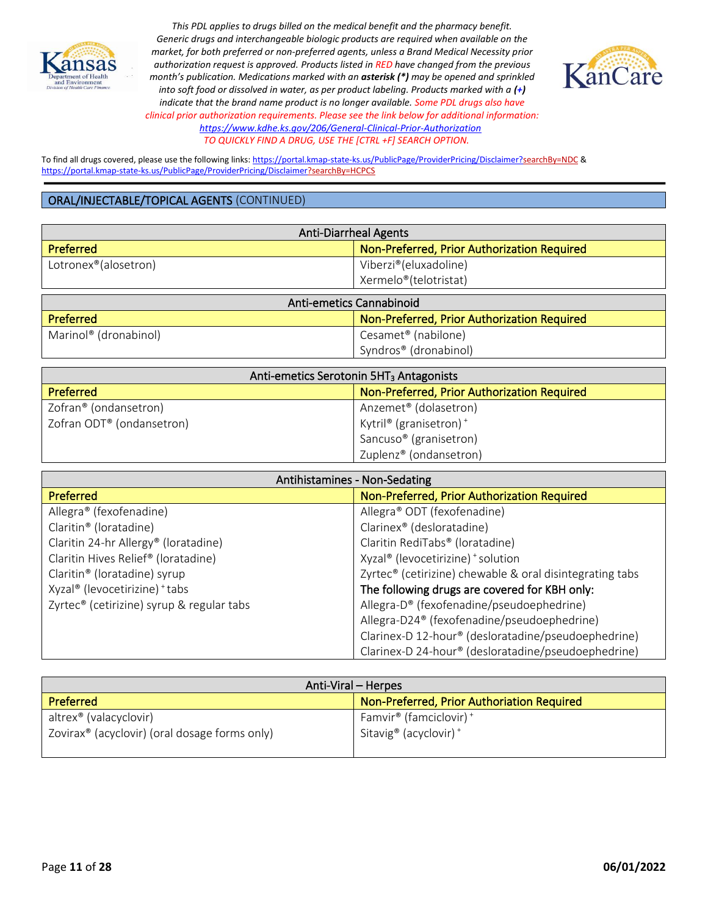*This PDL applies to drugs billed on the medical benefit and the pharmacy benefit. Generic drugs and interchangeable biologic products are required when available on the market, for both preferred or non-preferred agents, unless a Brand Medical Necessity prior authorization request is approved. Products listed in RED have changed from the previous month's publication. Medications marked with an **asterisk (*)** may be opened and sprinkled into soft food or dissolved in water, as per product labeling. Products marked with a **(+)** indicate that the brand name product is no longer available. Some PDL drugs also have clinical prior authorization requirements. Please see the link below for additional information:*
*https://www.kdhe.ks.gov/206/General-Clinical-Prior-Authorization*
*TO QUICKLY FIND A DRUG, USE THE [CTRL +F] SEARCH OPTION.*

To find all drugs covered, please use the following links: https://portal.kmap-state-ks.us/PublicPage/ProviderPricing/Disclaimer?searchBy=NDC & https://portal.kmap-state-ks.us/PublicPage/ProviderPricing/Disclaimer?searchBy=HCPCS

## ORAL/INJECTABLE/TOPICAL AGENTS (CONTINUED)

### Anti-Diarrheal Agents

| Preferred | Non-Preferred, Prior Authorization Required |
|---|---|
| Lotronex®(alosetron) | Viberzi®(eluxadoline) |
| | Xermelo®(telotristat) |

### Anti-emetics Cannabinoid

| Preferred | Non-Preferred, Prior Authorization Required |
|---|---|
| Marinol® (dronabinol) | Cesamet® (nabilone) |
| | Syndros® (dronabinol) |

### Anti-emetics Serotonin 5HT$_3$ Antagonists

| Preferred | Non-Preferred, Prior Authorization Required |
|---|---|
| Zofran® (ondansetron) | Anzemet® (dolasetron) |
| Zofran ODT® (ondansetron) | Kytril® (granisetron) + |
| | Sancuso® (granisetron) |
| | Zuplenz® (ondansetron) |

### Antihistamines - Non-Sedating

| Preferred | Non-Preferred, Prior Authorization Required |
|---|---|
| Allegra® (fexofenadine) | Allegra® ODT (fexofenadine) |
| Claritin® (loratadine) | Clarinex® (desloratadine) |
| Claritin 24-hr Allergy® (loratadine) | Claritin RediTabs® (loratadine) |
| Claritin Hives Relief® (loratadine) | Xyzal® (levocetirizine) + solution |
| Claritin® (loratadine) syrup | Zyrtec® (cetirizine) chewable & oral disintegrating tabs |
| Xyzal® (levocetirizine) + tabs | **The following drugs are covered for KBH only:** |
| Zyrtec® (cetirizine) syrup & regular tabs | Allegra-D® (fexofenadine/pseudoephedrine) |
| | Allegra-D24® (fexofenadine/pseudoephedrine) |
| | Clarinex-D 12-hour® (desloratadine/pseudoephedrine) |
| | Clarinex-D 24-hour® (desloratadine/pseudoephedrine) |

### Anti-Viral – Herpes

| Preferred | Non-Preferred, Prior Authoriation Required |
|---|---|
| altrex® (valacyclovir) | Famvir® (famciclovir) + |
| Zovirax® (acyclovir) (oral dosage forms only) | Sitavig® (acyclovir) + |

06/01/2022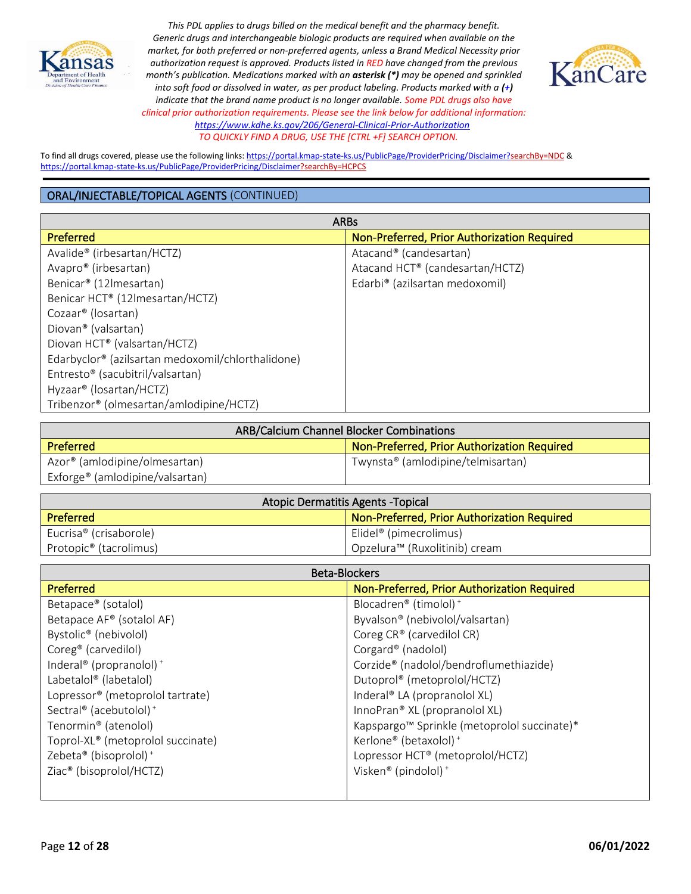*This PDL applies to drugs billed on the medical benefit and the pharmacy benefit. Generic drugs and interchangeable biologic products are required when available on the market, for both preferred or non-preferred agents, unless a Brand Medical Necessity prior authorization request is approved. Products listed in RED have changed from the previous month's publication. Medications marked with an **asterisk (*)** may be opened and sprinkled into soft food or dissolved in water, as per product labeling. Products marked with a **(+)** indicate that the brand name product is no longer available. Some PDL drugs also have clinical prior authorization requirements. Please see the link below for additional information:* *https://www.kdhe.ks.gov/206/General-Clinical-Prior-Authorization*

*TO QUICKLY FIND A DRUG, USE THE [CTRL +F] SEARCH OPTION.*

To find all drugs covered, please use the following links: https://portal.kmap-state-ks.us/PublicPage/ProviderPricing/Disclaimer?searchBy=NDC & https://portal.kmap-state-ks.us/PublicPage/ProviderPricing/Disclaimer?searchBy=HCPCS

## ORAL/INJECTABLE/TOPICAL AGENTS (CONTINUED)

| ARBs | |
|---|---|
| **Preferred** | **Non-Preferred, Prior Authorization Required** |
| Avalide® (irbesartan/HCTZ) | Atacand® (candesartan) |
| Avapro® (irbesartan) | Atacand HCT® (candesartan/HCTZ) |
| Benicar® (12lmesartan) | Edarbi® (azilsartan medoxomil) |
| Benicar HCT® (12lmesartan/HCTZ) | |
| Cozaar® (losartan) | |
| Diovan® (valsartan) | |
| Diovan HCT® (valsartan/HCTZ) | |
| Edarbyclor® (azilsartan medoxomil/chlorthalidone) | |
| Entresto® (sacubitril/valsartan) | |
| Hyzaar® (losartan/HCTZ) | |
| Tribenzor® (olmesartan/amlodipine/HCTZ) | |

| ARB/Calcium Channel Blocker Combinations | |
|---|---|
| **Preferred** | **Non-Preferred, Prior Authorization Required** |
| Azor® (amlodipine/olmesartan) | Twynsta® (amlodipine/telmisartan) |
| Exforge® (amlodipine/valsartan) | |

| Atopic Dermatitis Agents -Topical | |
|---|---|
| **Preferred** | **Non-Preferred, Prior Authorization Required** |
| Eucrisa® (crisaborole) | Elidel® (pimecrolimus) |
| Protopic® (tacrolimus) | Opzelura™ (Ruxolitinib) cream |

| Beta-Blockers | |
|---|---|
| **Preferred** | **Non-Preferred, Prior Authorization Required** |
| Betapace® (sotalol) | Blocadren® (timolol) + |
| Betapace AF® (sotalol AF) | Byvalson® (nebivolol/valsartan) |
| Bystolic® (nebivolol) | Coreg CR® (carvedilol CR) |
| Coreg® (carvedilol) | Corgard® (nadolol) |
| Inderal® (propranolol) + | Corzide® (nadolol/bendroflumethiazide) |
| Labetalol® (labetalol) | Dutoprol® (metoprolol/HCTZ) |
| Lopressor® (metoprolol tartrate) | Inderal® LA (propranolol XL) |
| Sectral® (acebutolol) + | InnoPran® XL (propranolol XL) |
| Tenormin® (atenolol) | Kapspargo™ Sprinkle (metoprolol succinate)* |
| Toprol-XL® (metoprolol succinate) | Kerlone® (betaxolol) + |
| Zebeta® (bisoprolol) + | Lopressor HCT® (metoprolol/HCTZ) |
| Ziac® (bisoprolol/HCTZ) | Visken® (pindolol) + |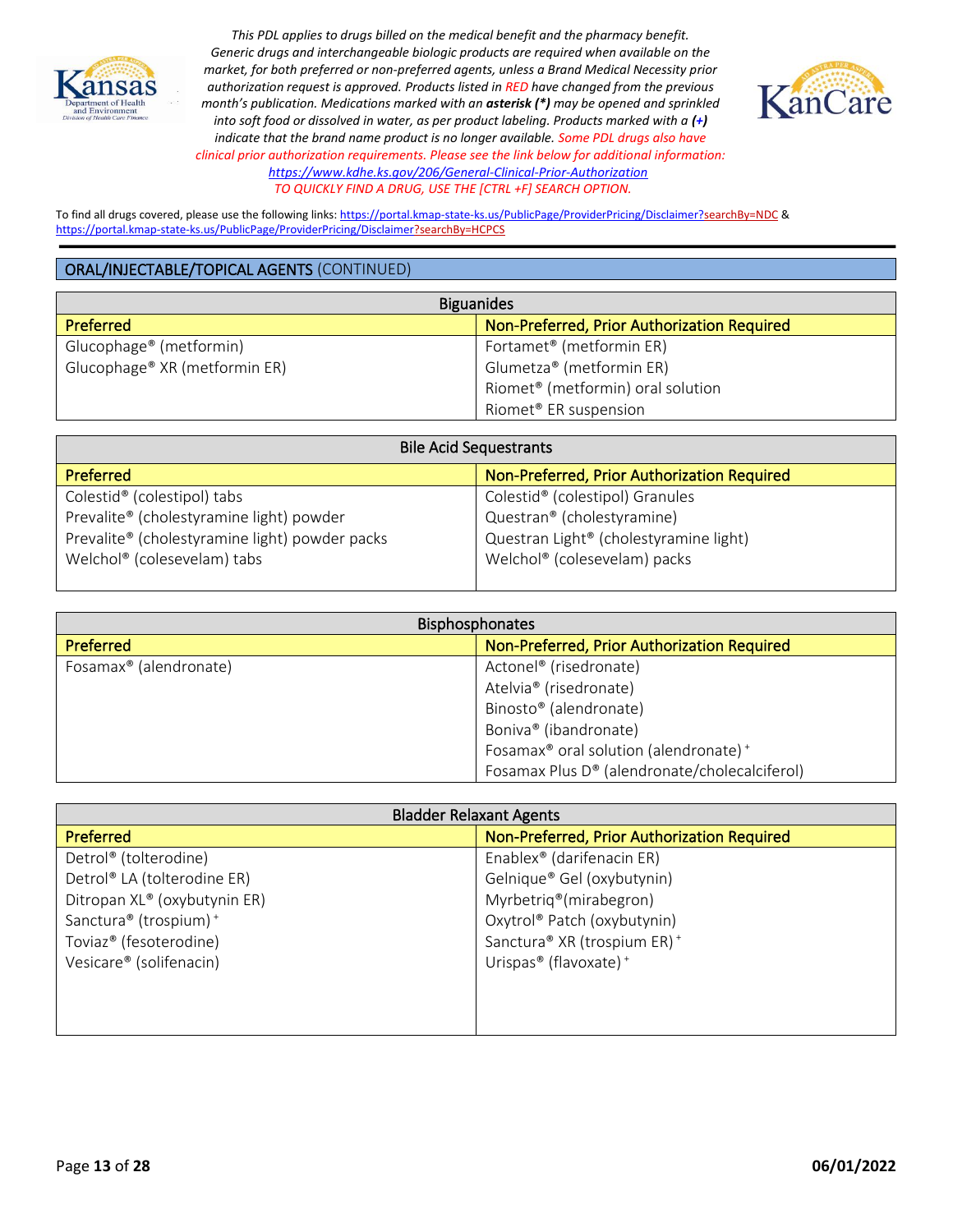*This PDL applies to drugs billed on the medical benefit and the pharmacy benefit. Generic drugs and interchangeable biologic products are required when available on the market, for both preferred or non-preferred agents, unless a Brand Medical Necessity prior authorization request is approved. Products listed in RED have changed from the previous month's publication. Medications marked with an **asterisk (*)** may be opened and sprinkled into soft food or dissolved in water, as per product labeling. Products marked with a **(+)** indicate that the brand name product is no longer available. Some PDL drugs also have clinical prior authorization requirements. Please see the link below for additional information:* *https://www.kdhe.ks.gov/206/General-Clinical-Prior-Authorization*

*TO QUICKLY FIND A DRUG, USE THE [CTRL +F] SEARCH OPTION.*

To find all drugs covered, please use the following links: https://portal.kmap-state-ks.us/PublicPage/ProviderPricing/Disclaimer?searchBy=NDC & https://portal.kmap-state-ks.us/PublicPage/ProviderPricing/Disclaimer?searchBy=HCPCS

## ORAL/INJECTABLE/TOPICAL AGENTS (CONTINUED)

### Biguanides

| Preferred | Non-Preferred, Prior Authorization Required |
|---|---|
| Glucophage® (metformin) | Fortamet® (metformin ER) |
| Glucophage® XR (metformin ER) | Glumetza® (metformin ER) |
| | Riomet® (metformin) oral solution |
| | Riomet® ER suspension |

### Bile Acid Sequestrants

| Preferred | Non-Preferred, Prior Authorization Required |
|---|---|
| Colestid® (colestipol) tabs | Colestid® (colestipol) Granules |
| Prevalite® (cholestyramine light) powder | Questran® (cholestyramine) |
| Prevalite® (cholestyramine light) powder packs | Questran Light® (cholestyramine light) |
| Welchol® (colesevelam) tabs | Welchol® (colesevelam) packs |

### Bisphosphonates

| Preferred | Non-Preferred, Prior Authorization Required |
|---|---|
| Fosamax® (alendronate) | Actonel® (risedronate) |
| | Atelvia® (risedronate) |
| | Binosto® (alendronate) |
| | Boniva® (ibandronate) |
| | Fosamax® oral solution (alendronate) + |
| | Fosamax Plus D® (alendronate/cholecalciferol) |

### Bladder Relaxant Agents

| Preferred | Non-Preferred, Prior Authorization Required |
|---|---|
| Detrol® (tolterodine) | Enablex® (darifenacin ER) |
| Detrol® LA (tolterodine ER) | Gelnique® Gel (oxybutynin) |
| Ditropan XL® (oxybutynin ER) | Myrbetriq®(mirabegron) |
| Sanctura® (trospium) + | Oxytrol® Patch (oxybutynin) |
| Toviaz® (fesoterodine) | Sanctura® XR (trospium ER) + |
| Vesicare® (solifenacin) | Urispas® (flavoxate) + |

06/01/2022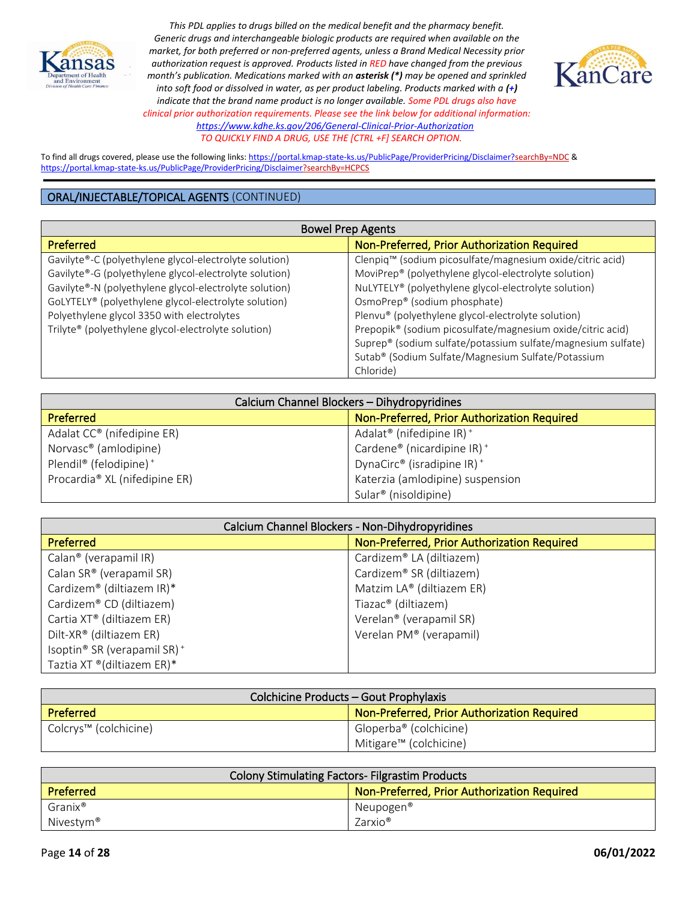*This PDL applies to drugs billed on the medical benefit and the pharmacy benefit. Generic drugs and interchangeable biologic products are required when available on the market, for both preferred or non-preferred agents, unless a Brand Medical Necessity prior authorization request is approved. Products listed in RED have changed from the previous month's publication. Medications marked with an **asterisk (*)** may be opened and sprinkled into soft food or dissolved in water, as per product labeling. Products marked with a **(+)** indicate that the brand name product is no longer available. Some PDL drugs also have clinical prior authorization requirements. Please see the link below for additional information:* [https://www.kdhe.ks.gov/206/General-Clinical-Prior-Authorization](https://www.kdhe.ks.gov/206/General-Clinical-Prior-Authorization)
*TO QUICKLY FIND A DRUG, USE THE [CTRL +F] SEARCH OPTION.*

To find all drugs covered, please use the following links: https://portal.kmap-state-ks.us/PublicPage/ProviderPricing/Disclaimer?searchBy=NDC & https://portal.kmap-state-ks.us/PublicPage/ProviderPricing/Disclaimer?searchBy=HCPCS

## ORAL/INJECTABLE/TOPICAL AGENTS (CONTINUED)

| Bowel Prep Agents | |
|---|---|
| **Preferred** | **Non-Preferred, Prior Authorization Required** |
| Gavilyte®-C (polyethylene glycol-electrolyte solution) | Clenpiq™ (sodium picosulfate/magnesium oxide/citric acid) |
| Gavilyte®-G (polyethylene glycol-electrolyte solution) | MoviPrep® (polyethylene glycol-electrolyte solution) |
| Gavilyte®-N (polyethylene glycol-electrolyte solution) | NuLYTELY® (polyethylene glycol-electrolyte solution) |
| GoLYTELY® (polyethylene glycol-electrolyte solution) | OsmoPrep® (sodium phosphate) |
| Polyethylene glycol 3350 with electrolytes | Plenvu® (polyethylene glycol-electrolyte solution) |
| Trilyte® (polyethylene glycol-electrolyte solution) | Prepopik® (sodium picosulfate/magnesium oxide/citric acid) |
| | Suprep® (sodium sulfate/potassium sulfate/magnesium sulfate) |
| | Sutab® (Sodium Sulfate/Magnesium Sulfate/Potassium Chloride) |

| Calcium Channel Blockers – Dihydropyridines | |
|---|---|
| **Preferred** | **Non-Preferred, Prior Authorization Required** |
| Adalat CC® (nifedipine ER) | Adalat® (nifedipine IR) + |
| Norvasc® (amlodipine) | Cardene® (nicardipine IR) + |
| Plendil® (felodipine) + | DynaCirc® (isradipine IR) + |
| Procardia® XL (nifedipine ER) | Katerzia (amlodipine) suspension |
| | Sular® (nisoldipine) |

| Calcium Channel Blockers - Non-Dihydropyridines | |
|---|---|
| **Preferred** | **Non-Preferred, Prior Authorization Required** |
| Calan® (verapamil IR) | Cardizem® LA (diltiazem) |
| Calan SR® (verapamil SR) | Cardizem® SR (diltiazem) |
| Cardizem® (diltiazem IR)* | Matzim LA® (diltiazem ER) |
| Cardizem® CD (diltiazem) | Tiazac® (diltiazem) |
| Cartia XT® (diltiazem ER) | Verelan® (verapamil SR) |
| Dilt-XR® (diltiazem ER) | Verelan PM® (verapamil) |
| Isoptin® SR (verapamil SR) + | |
| Taztia XT ®(diltiazem ER)* | |

| Colchicine Products – Gout Prophylaxis | |
|---|---|
| **Preferred** | **Non-Preferred, Prior Authorization Required** |
| Colcrys™ (colchicine) | Gloperba® (colchicine) |
| | Mitigare™ (colchicine) |

| Colony Stimulating Factors- Filgrastim Products | |
|---|---|
| **Preferred** | **Non-Preferred, Prior Authorization Required** |
| Granix® | Neupogen® |
| Nivestym® | Zarxio® |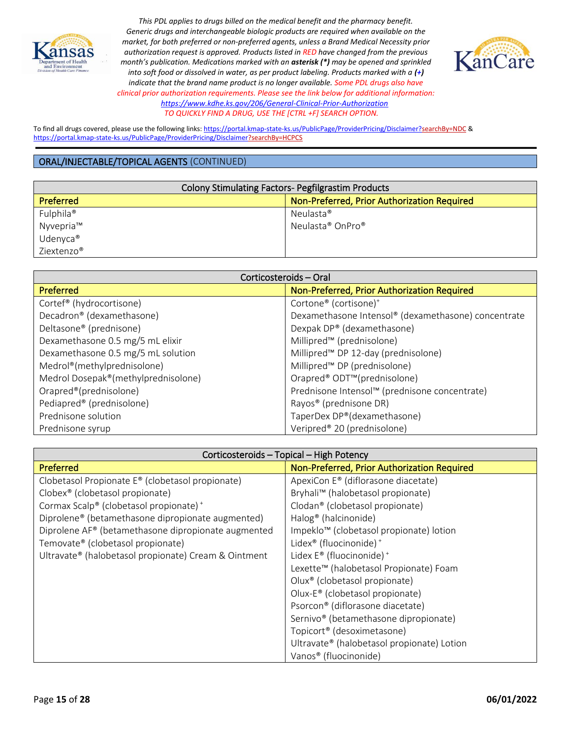*This PDL applies to drugs billed on the medical benefit and the pharmacy benefit. Generic drugs and interchangeable biologic products are required when available on the market, for both preferred or non-preferred agents, unless a Brand Medical Necessity prior authorization request is approved. Products listed in RED have changed from the previous month's publication. Medications marked with an **asterisk (*)** may be opened and sprinkled into soft food or dissolved in water, as per product labeling. Products marked with a **(+)** indicate that the brand name product is no longer available. Some PDL drugs also have clinical prior authorization requirements. Please see the link below for additional information:* [https://www.kdhe.ks.gov/206/General-Clinical-Prior-Authorization](https://www.kdhe.ks.gov/206/General-Clinical-Prior-Authorization)

*TO QUICKLY FIND A DRUG, USE THE [CTRL +F] SEARCH OPTION.*

To find all drugs covered, please use the following links: [https://portal.kmap-state-ks.us/PublicPage/ProviderPricing/Disclaimer?searchBy=NDC](https://portal.kmap-state-ks.us/PublicPage/ProviderPricing/Disclaimer?searchBy=NDC) & [https://portal.kmap-state-ks.us/PublicPage/ProviderPricing/Disclaimer?searchBy=HCPCS](https://portal.kmap-state-ks.us/PublicPage/ProviderPricing/Disclaimer?searchBy=HCPCS)

## ORAL/INJECTABLE/TOPICAL AGENTS (CONTINUED)

| Colony Stimulating Factors- Pegfilgrastim Products | |
|---|---|
| **Preferred** | **Non-Preferred, Prior Authorization Required** |
| Fulphila® | Neulasta® |
| Nyvepria™ | Neulasta® OnPro® |
| Udenyca® | |
| Ziextenzo® | |

| Corticosteroids – Oral | |
|---|---|
| **Preferred** | **Non-Preferred, Prior Authorization Required** |
| Cortef® (hydrocortisone) | Cortone® (cortisone)+ |
| Decadron® (dexamethasone) | Dexamethasone Intensol® (dexamethasone) concentrate |
| Deltasone® (prednisone) | Dexpak DP® (dexamethasone) |
| Dexamethasone 0.5 mg/5 mL elixir | Millipred™ (prednisolone) |
| Dexamethasone 0.5 mg/5 mL solution | Millipred™ DP 12-day (prednisolone) |
| Medrol®(methylprednisolone) | Millipred™ DP (prednisolone) |
| Medrol Dosepak®(methylprednisolone) | Orapred® ODT™(prednisolone) |
| Orapred®(prednisolone) | Prednisone Intensol™ (prednisone concentrate) |
| Pediapred® (prednisolone) | Rayos® (prednisone DR) |
| Prednisone solution | TaperDex DP®(dexamethasone) |
| Prednisone syrup | Veripred® 20 (prednisolone) |

| Corticosteroids – Topical – High Potency | |
|---|---|
| **Preferred** | **Non-Preferred, Prior Authorization Required** |
| Clobetasol Propionate E® (clobetasol propionate) | ApexiCon E® (diflorasone diacetate) |
| Clobex® (clobetasol propionate) | Bryhali™ (halobetasol propionate) |
| Cormax Scalp® (clobetasol propionate) + | Clodan® (clobetasol propionate) |
| Diprolene® (betamethasone dipropionate augmented) | Halog® (halcinonide) |
| Diprolene AF® (betamethasone dipropionate augmented | Impeklo™ (clobetasol propionate) lotion |
| Temovate® (clobetasol propionate) | Lidex® (fluocinonide) + |
| Ultravate® (halobetasol propionate) Cream & Ointment | Lidex E® (fluocinonide) + |
| | Lexette™ (halobetasol Propionate) Foam |
| | Olux® (clobetasol propionate) |
| | Olux-E® (clobetasol propionate) |
| | Psorcon® (diflorasone diacetate) |
| | Sernivo® (betamethasone dipropionate) |
| | Topicort® (desoximetasone) |
| | Ultravate® (halobetasol propionate) Lotion |
| | Vanos® (fluocinonide) |

**06/01/2022**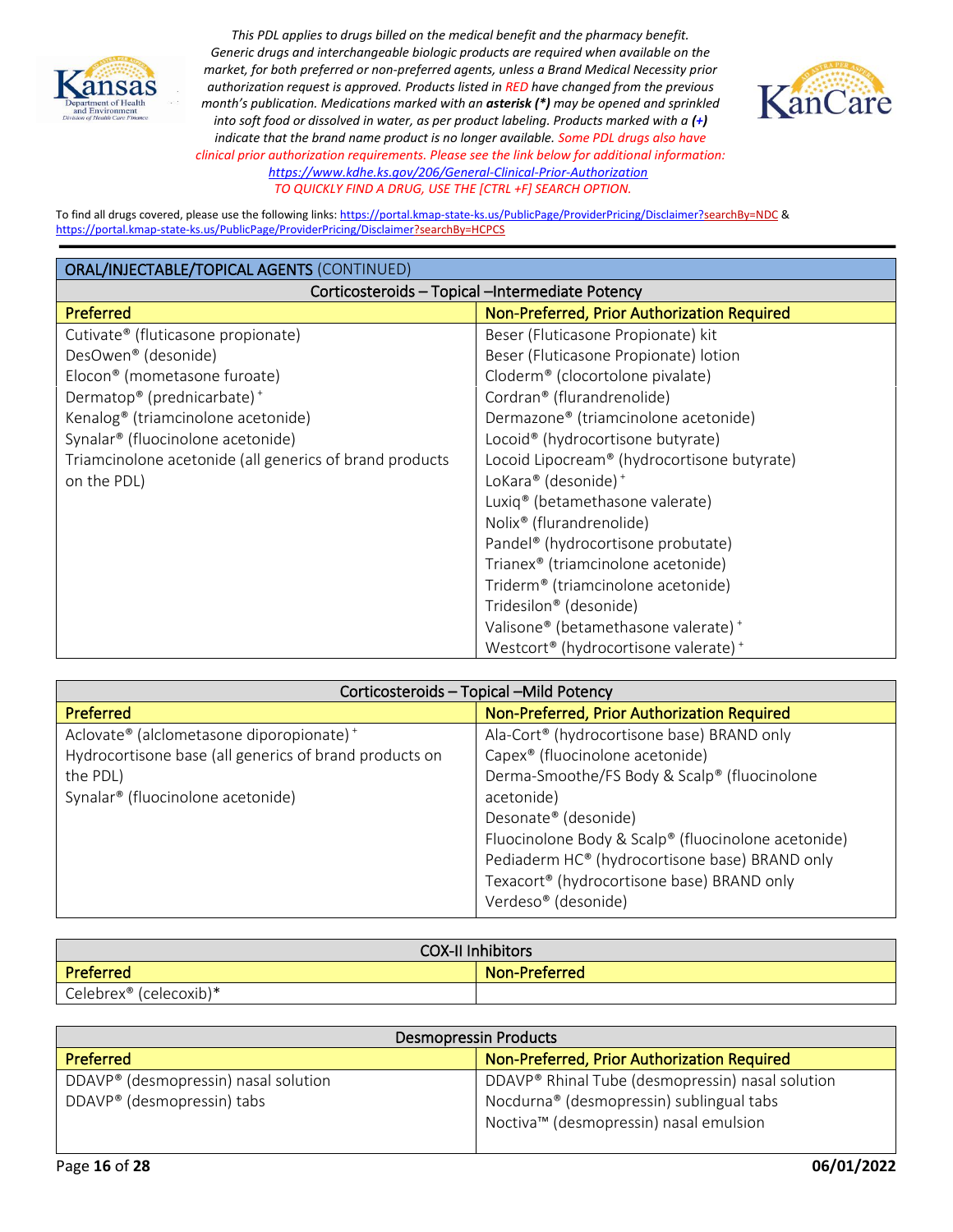*This PDL applies to drugs billed on the medical benefit and the pharmacy benefit. Generic drugs and interchangeable biologic products are required when available on the market, for both preferred or non-preferred agents, unless a Brand Medical Necessity prior authorization request is approved. Products listed in RED have changed from the previous month's publication. Medications marked with an **asterisk (*)** may be opened and sprinkled into soft food or dissolved in water, as per product labeling. Products marked with a **(+)** indicate that the brand name product is no longer available. Some PDL drugs also have clinical prior authorization requirements. Please see the link below for additional information:* *https://www.kdhe.ks.gov/206/General-Clinical-Prior-Authorization*

*TO QUICKLY FIND A DRUG, USE THE [CTRL +F] SEARCH OPTION.*

To find all drugs covered, please use the following links: https://portal.kmap-state-ks.us/PublicPage/ProviderPricing/Disclaimer?searchBy=NDC & https://portal.kmap-state-ks.us/PublicPage/ProviderPricing/Disclaimer?searchBy=HCPCS

## ORAL/INJECTABLE/TOPICAL AGENTS (CONTINUED)

### Corticosteroids – Topical –Intermediate Potency

| Preferred | Non-Preferred, Prior Authorization Required |
|---|---|
| Cutivate® (fluticasone propionate) | Beser (Fluticasone Propionate) kit |
| DesOwen® (desonide) | Beser (Fluticasone Propionate) lotion |
| Elocon® (mometasone furoate) | Cloderm® (clocortolone pivalate) |
| Dermatop® (prednicarbate) + | Cordran® (flurandrenolide) |
| Kenalog® (triamcinolone acetonide) | Dermazone® (triamcinolone acetonide) |
| Synalar® (fluocinolone acetonide) | Locoid® (hydrocortisone butyrate) |
| Triamcinolone acetonide (all generics of brand products on the PDL) | Locoid Lipocream® (hydrocortisone butyrate) |
| | LoKara® (desonide) + |
| | Luxiq® (betamethasone valerate) |
| | Nolix® (flurandrenolide) |
| | Pandel® (hydrocortisone probutate) |
| | Trianex® (triamcinolone acetonide) |
| | Triderm® (triamcinolone acetonide) |
| | Tridesilon® (desonide) |
| | Valisone® (betamethasone valerate) + |
| | Westcort® (hydrocortisone valerate) + |

### Corticosteroids – Topical –Mild Potency

| Preferred | Non-Preferred, Prior Authorization Required |
|---|---|
| Aclovate® (alclometasone diporopionate) + | Ala-Cort® (hydrocortisone base) BRAND only |
| Hydrocortisone base (all generics of brand products on the PDL) | Capex® (fluocinolone acetonide) |
| Synalar® (fluocinolone acetonide) | Derma-Smoothe/FS Body & Scalp® (fluocinolone acetonide) |
| | Desonate® (desonide) |
| | Fluocinolone Body & Scalp® (fluocinolone acetonide) |
| | Pediaderm HC® (hydrocortisone base) BRAND only |
| | Texacort® (hydrocortisone base) BRAND only |
| | Verdeso® (desonide) |

### COX-II Inhibitors

| Preferred | Non-Preferred |
|---|---|
| Celebrex® (celecoxib)* | |

### Desmopressin Products

| Preferred | Non-Preferred, Prior Authorization Required |
|---|---|
| DDAVP® (desmopressin) nasal solution | DDAVP® Rhinal Tube (desmopressin) nasal solution |
| DDAVP® (desmopressin) tabs | Nocdurna® (desmopressin) sublingual tabs |
| | Noctiva™ (desmopressin) nasal emulsion |

06/01/2022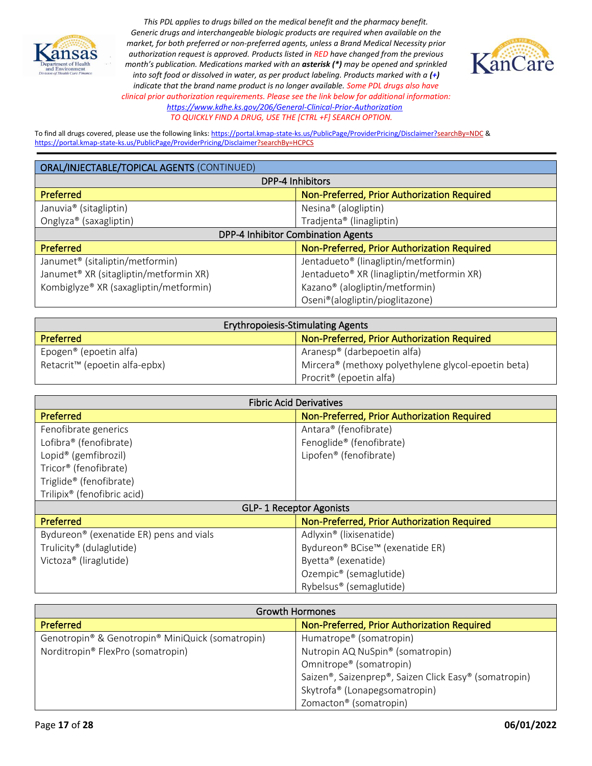*This PDL applies to drugs billed on the medical benefit and the pharmacy benefit. Generic drugs and interchangeable biologic products are required when available on the market, for both preferred or non-preferred agents, unless a Brand Medical Necessity prior authorization request is approved. Products listed in RED have changed from the previous month's publication. Medications marked with an **asterisk (*)** may be opened and sprinkled into soft food or dissolved in water, as per product labeling. Products marked with a **(+)** indicate that the brand name product is no longer available. Some PDL drugs also have clinical prior authorization requirements. Please see the link below for additional information:* [https://www.kdhe.ks.gov/206/General-Clinical-Prior-Authorization](https://www.kdhe.ks.gov/206/General-Clinical-Prior-Authorization)

*TO QUICKLY FIND A DRUG, USE THE [CTRL +F] SEARCH OPTION.*

To find all drugs covered, please use the following links: https://portal.kmap-state-ks.us/PublicPage/ProviderPricing/Disclaimer?searchBy=NDC & https://portal.kmap-state-ks.us/PublicPage/ProviderPricing/Disclaimer?searchBy=HCPCS

## ORAL/INJECTABLE/TOPICAL AGENTS (CONTINUED)

### DPP-4 Inhibitors

| Preferred | Non-Preferred, Prior Authorization Required |
|---|---|
| Januvia® (sitagliptin) | Nesina® (alogliptin) |
| Onglyza® (saxagliptin) | Tradjenta® (linagliptin) |

### DPP-4 Inhibitor Combination Agents

| Preferred | Non-Preferred, Prior Authorization Required |
|---|---|
| Janumet® (sitaliptin/metformin) | Jentadueto® (linagliptin/metformin) |
| Janumet® XR (sitagliptin/metformin XR) | Jentadueto® XR (linagliptin/metformin XR) |
| Kombiglyze® XR (saxagliptin/metformin) | Kazano® (alogliptin/metformin) |
| | Oseni®(alogliptin/pioglitazone) |

### Erythropoiesis-Stimulating Agents

| Preferred | Non-Preferred, Prior Authorization Required |
|---|---|
| Epogen® (epoetin alfa) | Aranesp® (darbepoetin alfa) |
| Retacrit™ (epoetin alfa-epbx) | Mircera® (methoxy polyethylene glycol-epoetin beta) |
| | Procrit® (epoetin alfa) |

### Fibric Acid Derivatives

| Preferred | Non-Preferred, Prior Authorization Required |
|---|---|
| Fenofibrate generics | Antara® (fenofibrate) |
| Lofibra® (fenofibrate) | Fenoglide® (fenofibrate) |
| Lopid® (gemfibrozil) | Lipofen® (fenofibrate) |
| Tricor® (fenofibrate) | |
| Triglide® (fenofibrate) | |
| Trilipix® (fenofibric acid) | |

### GLP- 1 Receptor Agonists

| Preferred | Non-Preferred, Prior Authorization Required |
|---|---|
| Bydureon® (exenatide ER) pens and vials | Adlyxin® (lixisenatide) |
| Trulicity® (dulaglutide) | Bydureon® BCise™ (exenatide ER) |
| Victoza® (liraglutide) | Byetta® (exenatide) |
| | Ozempic® (semaglutide) |
| | Rybelsus® (semaglutide) |

### Growth Hormones

| Preferred | Non-Preferred, Prior Authorization Required |
|---|---|
| Genotropin® & Genotropin® MiniQuick (somatropin) | Humatrope® (somatropin) |
| Norditropin® FlexPro (somatropin) | Nutropin AQ NuSpin® (somatropin) |
| | Omnitrope® (somatropin) |
| | Saizen®, Saizenprep®, Saizen Click Easy® (somatropin) |
| | Skytrofa® (Lonapegsomatropin) |
| | Zomacton® (somatropin) |

06/01/2022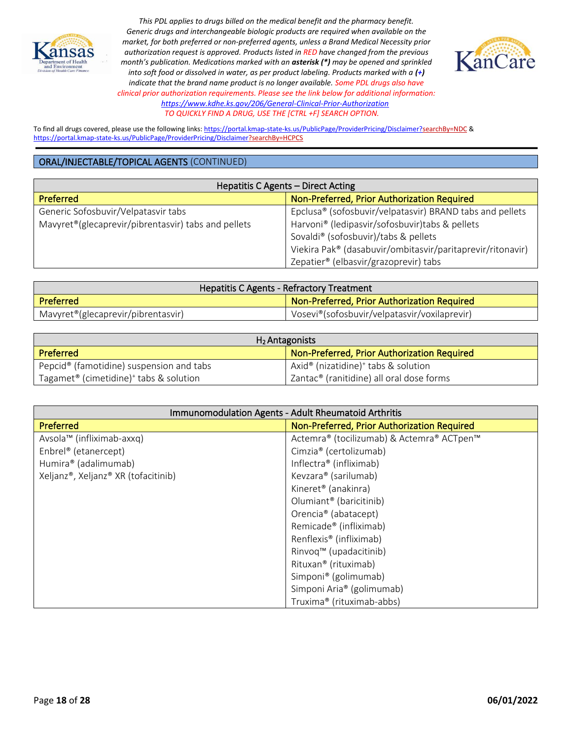*This PDL applies to drugs billed on the medical benefit and the pharmacy benefit. Generic drugs and interchangeable biologic products are required when available on the market, for both preferred or non-preferred agents, unless a Brand Medical Necessity prior authorization request is approved. Products listed in RED have changed from the previous month's publication. Medications marked with an **asterisk (*)** may be opened and sprinkled into soft food or dissolved in water, as per product labeling. Products marked with a (+) indicate that the brand name product is no longer available. Some PDL drugs also have clinical prior authorization requirements. Please see the link below for additional information:* https://www.kdhe.ks.gov/206/General-Clinical-Prior-Authorization

*TO QUICKLY FIND A DRUG, USE THE [CTRL +F] SEARCH OPTION.*

To find all drugs covered, please use the following links: https://portal.kmap-state-ks.us/PublicPage/ProviderPricing/Disclaimer?searchBy=NDC & https://portal.kmap-state-ks.us/PublicPage/ProviderPricing/Disclaimer?searchBy=HCPCS

## ORAL/INJECTABLE/TOPICAL AGENTS (CONTINUED)

| Hepatitis C Agents – Direct Acting | |
|---|---|
| **Preferred** | **Non-Preferred, Prior Authorization Required** |
| Generic Sofosbuvir/Velpatasvir tabs | Epclusa® (sofosbuvir/velpatasvir) BRAND tabs and pellets |
| Mavyret®(glecaprevir/pibrentasvir) tabs and pellets | Harvoni® (ledipasvir/sofosbuvir)tabs & pellets |
| | Sovaldi® (sofosbuvir)/tabs & pellets |
| | Viekira Pak® (dasabuvir/ombitasvir/paritaprevir/ritonavir) |
| | Zepatier® (elbasvir/grazoprevir) tabs |

| Hepatitis C Agents - Refractory Treatment | |
|---|---|
| **Preferred** | **Non-Preferred, Prior Authorization Required** |
| Mavyret®(glecaprevir/pibrentasvir) | Vosevi®(sofosbuvir/velpatasvir/voxilaprevir) |

| $H_2$ Antagonists | |
|---|---|
| **Preferred** | **Non-Preferred, Prior Authorization Required** |
| Pepcid® (famotidine) suspension and tabs | Axid® (nizatidine)+ tabs & solution |
| Tagamet® (cimetidine)+ tabs & solution | Zantac® (ranitidine) all oral dose forms |

| Immunomodulation Agents - Adult Rheumatoid Arthritis | |
|---|---|
| **Preferred** | **Non-Preferred, Prior Authorization Required** |
| Avsola™ (infliximab-axxq) | Actemra® (tocilizumab) & Actemra® ACTpen™ |
| Enbrel® (etanercept) | Cimzia® (certolizumab) |
| Humira® (adalimumab) | Inflectra® (infliximab) |
| Xeljanz®, Xeljanz® XR (tofacitinib) | Kevzara® (sarilumab) |
| | Kineret® (anakinra) |
| | Olumiant® (baricitinib) |
| | Orencia® (abatacept) |
| | Remicade® (infliximab) |
| | Renflexis® (infliximab) |
| | Rinvoq™ (upadacitinib) |
| | Rituxan® (rituximab) |
| | Simponi® (golimumab) |
| | Simponi Aria® (golimumab) |
| | Truxima® (rituximab-abbs) |

**06/01/2022**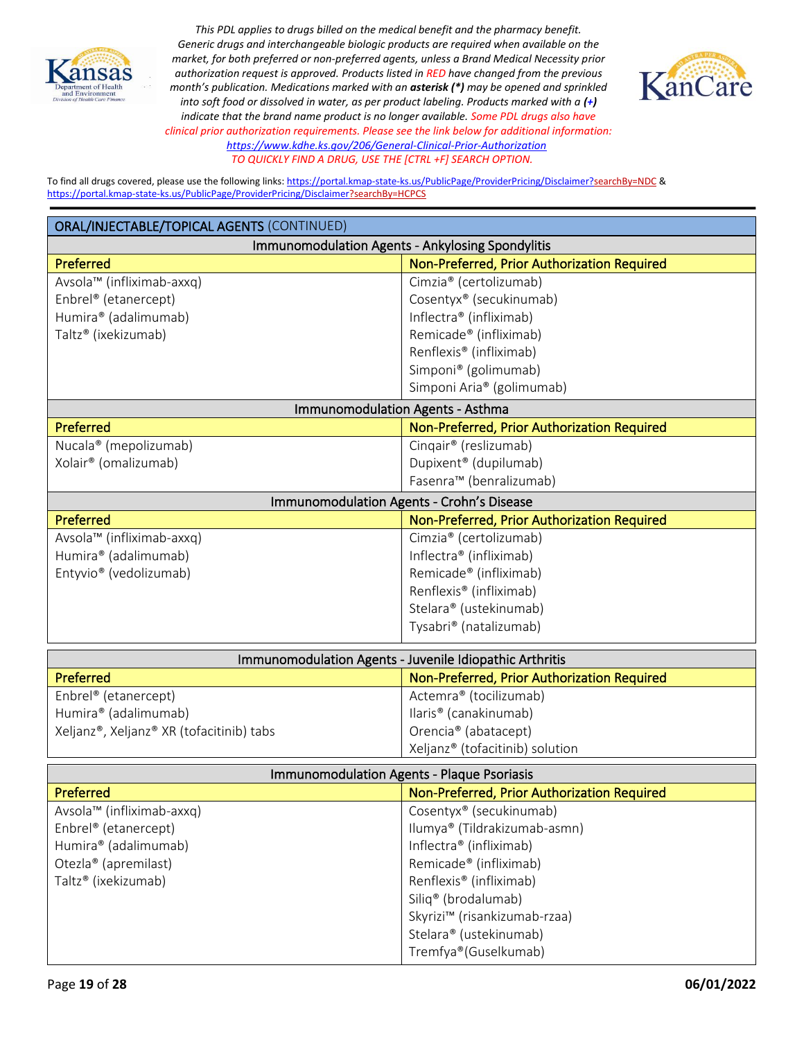*This PDL applies to drugs billed on the medical benefit and the pharmacy benefit. Generic drugs and interchangeable biologic products are required when available on the market, for both preferred or non-preferred agents, unless a Brand Medical Necessity prior authorization request is approved. Products listed in RED have changed from the previous month's publication. Medications marked with an **asterisk (*)** may be opened and sprinkled into soft food or dissolved in water, as per product labeling. Products marked with a **(+)** indicate that the brand name product is no longer available. Some PDL drugs also have clinical prior authorization requirements. Please see the link below for additional information:*
*https://www.kdhe.ks.gov/206/General-Clinical-Prior-Authorization*
*TO QUICKLY FIND A DRUG, USE THE [CTRL +F] SEARCH OPTION.*

To find all drugs covered, please use the following links: https://portal.kmap-state-ks.us/PublicPage/ProviderPricing/Disclaimer?searchBy=NDC & https://portal.kmap-state-ks.us/PublicPage/ProviderPricing/Disclaimer?searchBy=HCPCS

## ORAL/INJECTABLE/TOPICAL AGENTS (CONTINUED)

### Immunomodulation Agents - Ankylosing Spondylitis

| Preferred | Non-Preferred, Prior Authorization Required |
|---|---|
| Avsola™ (infliximab-axxq) | Cimzia® (certolizumab) |
| Enbrel® (etanercept) | Cosentyx® (secukinumab) |
| Humira® (adalimumab) | Inflectra® (infliximab) |
| Taltz® (ixekizumab) | Remicade® (infliximab) |
| | Renflexis® (infliximab) |
| | Simponi® (golimumab) |
| | Simponi Aria® (golimumab) |

### Immunomodulation Agents - Asthma

| Preferred | Non-Preferred, Prior Authorization Required |
|---|---|
| Nucala® (mepolizumab) | Cinqair® (reslizumab) |
| Xolair® (omalizumab) | Dupixent® (dupilumab) |
| | Fasenra™ (benralizumab) |

### Immunomodulation Agents - Crohn's Disease

| Preferred | Non-Preferred, Prior Authorization Required |
|---|---|
| Avsola™ (infliximab-axxq) | Cimzia® (certolizumab) |
| Humira® (adalimumab) | Inflectra® (infliximab) |
| Entyvio® (vedolizumab) | Remicade® (infliximab) |
| | Renflexis® (infliximab) |
| | Stelara® (ustekinumab) |
| | Tysabri® (natalizumab) |

### Immunomodulation Agents - Juvenile Idiopathic Arthritis

| Preferred | Non-Preferred, Prior Authorization Required |
|---|---|
| Enbrel® (etanercept) | Actemra® (tocilizumab) |
| Humira® (adalimumab) | Ilaris® (canakinumab) |
| Xeljanz®, Xeljanz® XR (tofacitinib) tabs | Orencia® (abatacept) |
| | Xeljanz® (tofacitinib) solution |

### Immunomodulation Agents - Plaque Psoriasis

| Preferred | Non-Preferred, Prior Authorization Required |
|---|---|
| Avsola™ (infliximab-axxq) | Cosentyx® (secukinumab) |
| Enbrel® (etanercept) | Ilumya® (Tildrakizumab-asmn) |
| Humira® (adalimumab) | Inflectra® (infliximab) |
| Otezla® (apremilast) | Remicade® (infliximab) |
| Taltz® (ixekizumab) | Renflexis® (infliximab) |
| | Siliq® (brodalumab) |
| | Skyrizi™ (risankizumab-rzaa) |
| | Stelara® (ustekinumab) |
| | Tremfya®(Guselkumab) |

06/01/2022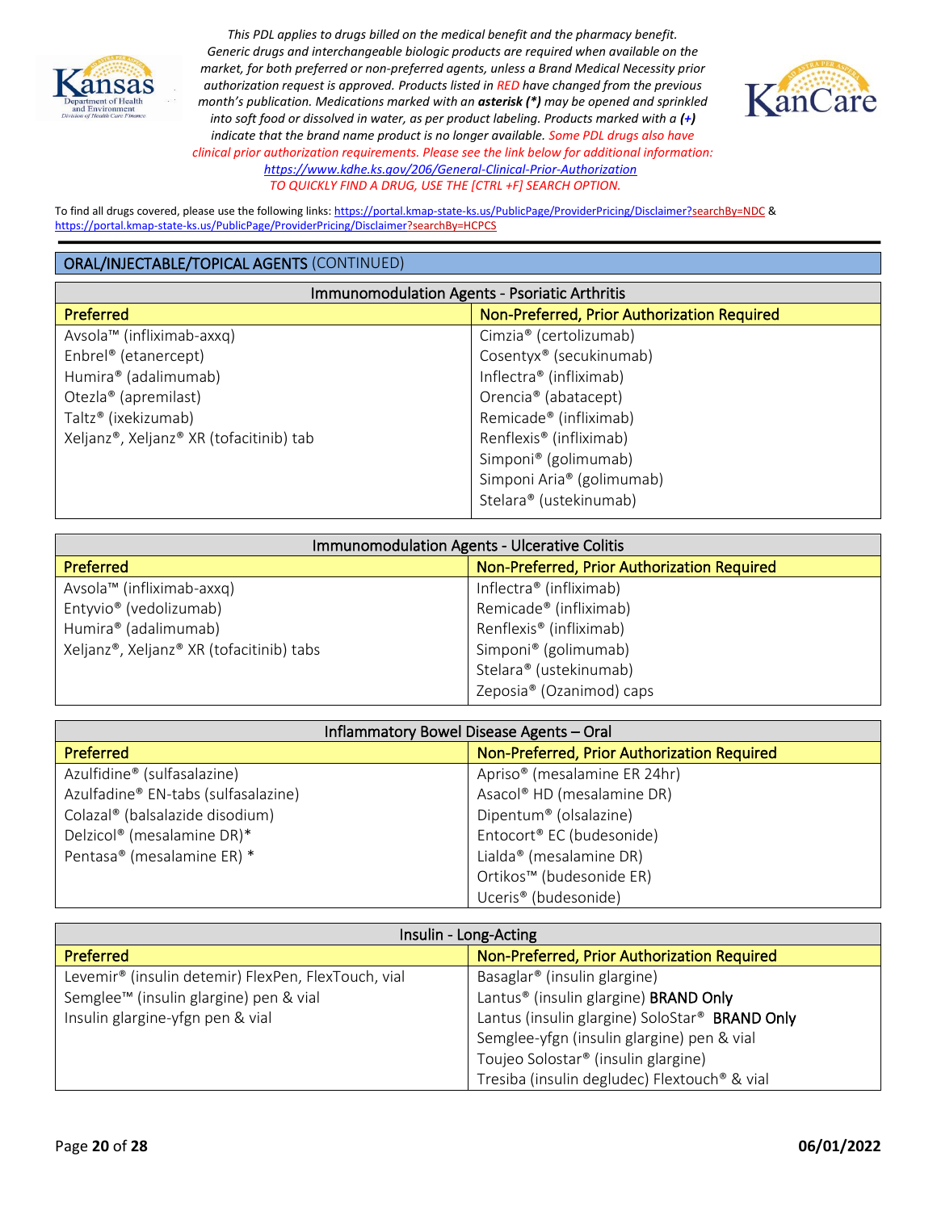*This PDL applies to drugs billed on the medical benefit and the pharmacy benefit. Generic drugs and interchangeable biologic products are required when available on the market, for both preferred or non-preferred agents, unless a Brand Medical Necessity prior authorization request is approved. Products listed in RED have changed from the previous month's publication. Medications marked with an **asterisk (*)** may be opened and sprinkled into soft food or dissolved in water, as per product labeling. Products marked with a **(+)** indicate that the brand name product is no longer available. Some PDL drugs also have clinical prior authorization requirements. Please see the link below for additional information: https://www.kdhe.ks.gov/206/General-Clinical-Prior-Authorization*

*TO QUICKLY FIND A DRUG, USE THE [CTRL +F] SEARCH OPTION.*

To find all drugs covered, please use the following links: https://portal.kmap-state-ks.us/PublicPage/ProviderPricing/Disclaimer?searchBy=NDC & https://portal.kmap-state-ks.us/PublicPage/ProviderPricing/Disclaimer?searchBy=HCPCS

## ORAL/INJECTABLE/TOPICAL AGENTS (CONTINUED)

### Immunomodulation Agents - Psoriatic Arthritis

| Preferred | Non-Preferred, Prior Authorization Required |
|---|---|
| Avsola™ (infliximab-axxq) | Cimzia® (certolizumab) |
| Enbrel® (etanercept) | Cosentyx® (secukinumab) |
| Humira® (adalimumab) | Inflectra® (infliximab) |
| Otezla® (apremilast) | Orencia® (abatacept) |
| Taltz® (ixekizumab) | Remicade® (infliximab) |
| Xeljanz®, Xeljanz® XR (tofacitinib) tab | Renflexis® (infliximab) |
| | Simponi® (golimumab) |
| | Simponi Aria® (golimumab) |
| | Stelara® (ustekinumab) |

### Immunomodulation Agents - Ulcerative Colitis

| Preferred | Non-Preferred, Prior Authorization Required |
|---|---|
| Avsola™ (infliximab-axxq) | Inflectra® (infliximab) |
| Entyvio® (vedolizumab) | Remicade® (infliximab) |
| Humira® (adalimumab) | Renflexis® (infliximab) |
| Xeljanz®, Xeljanz® XR (tofacitinib) tabs | Simponi® (golimumab) |
| | Stelara® (ustekinumab) |
| | Zeposia® (Ozanimod) caps |

### Inflammatory Bowel Disease Agents – Oral

| Preferred | Non-Preferred, Prior Authorization Required |
|---|---|
| Azulfidine® (sulfasalazine) | Apriso® (mesalamine ER 24hr) |
| Azulfadine® EN-tabs (sulfasalazine) | Asacol® HD (mesalamine DR) |
| Colazal® (balsalazide disodium) | Dipentum® (olsalazine) |
| Delzicol® (mesalamine DR)* | Entocort® EC (budesonide) |
| Pentasa® (mesalamine ER) * | Lialda® (mesalamine DR) |
| | Ortikos™ (budesonide ER) |
| | Uceris® (budesonide) |

### Insulin - Long-Acting

| Preferred | Non-Preferred, Prior Authorization Required |
|---|---|
| Levemir® (insulin detemir) FlexPen, FlexTouch, vial | Basaglar® (insulin glargine) |
| Semglee™ (insulin glargine) pen & vial | Lantus® (insulin glargine) **BRAND Only** |
| Insulin glargine-yfgn pen & vial | Lantus (insulin glargine) SoloStar® **BRAND Only** |
| | Semglee-yfgn (insulin glargine) pen & vial |
| | Toujeo Solostar® (insulin glargine) |
| | Tresiba (insulin degludec) Flextouch® & vial |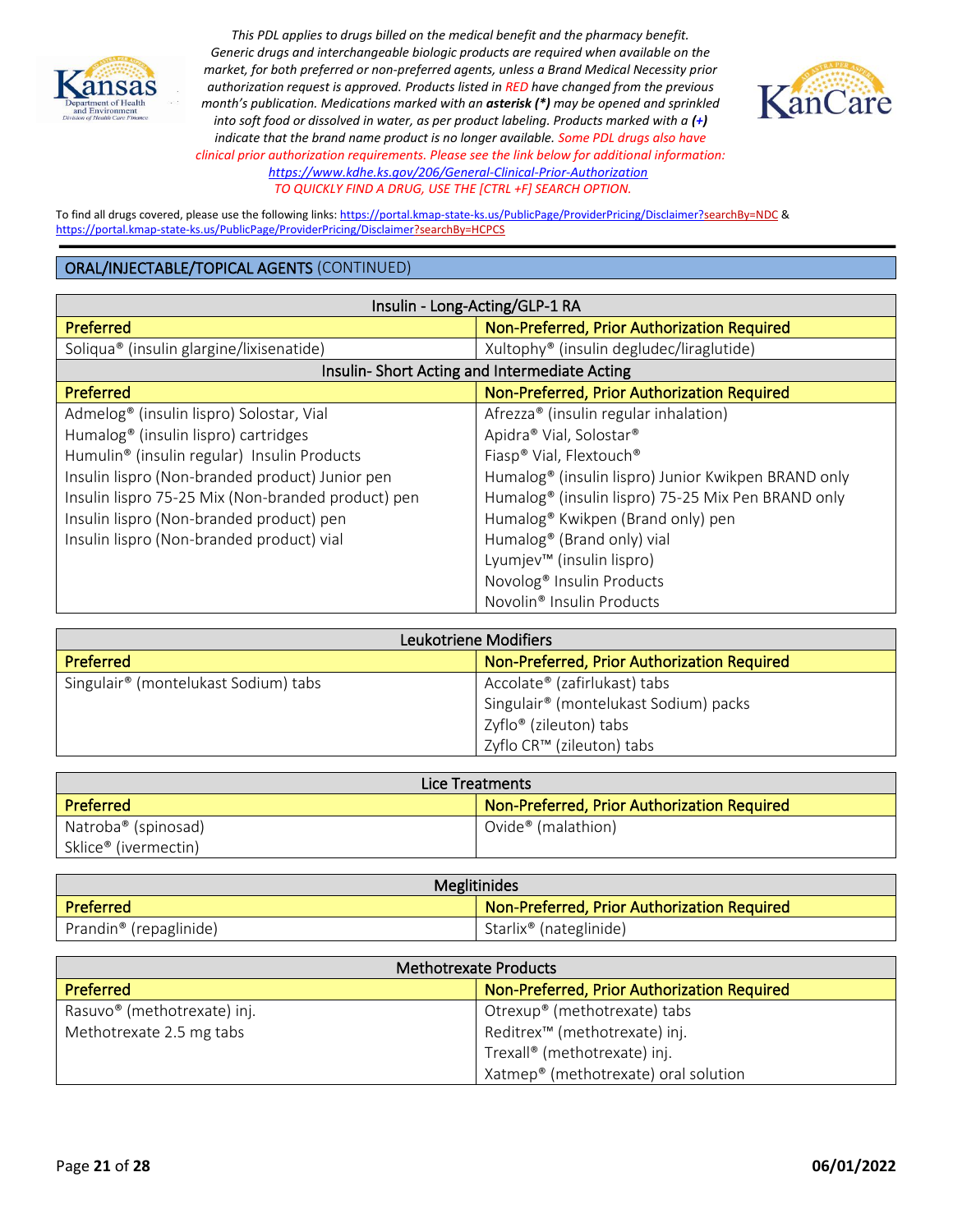*This PDL applies to drugs billed on the medical benefit and the pharmacy benefit. Generic drugs and interchangeable biologic products are required when available on the market, for both preferred or non-preferred agents, unless a Brand Medical Necessity prior authorization request is approved. Products listed in RED have changed from the previous month's publication. Medications marked with an **asterisk (*)** may be opened and sprinkled into soft food or dissolved in water, as per product labeling. Products marked with a **(+)** indicate that the brand name product is no longer available. Some PDL drugs also have clinical prior authorization requirements. Please see the link below for additional information:* *https://www.kdhe.ks.gov/206/General-Clinical-Prior-Authorization*

*TO QUICKLY FIND A DRUG, USE THE [CTRL +F] SEARCH OPTION.*

To find all drugs covered, please use the following links: https://portal.kmap-state-ks.us/PublicPage/ProviderPricing/Disclaimer?searchBy=NDC & https://portal.kmap-state-ks.us/PublicPage/ProviderPricing/Disclaimer?searchBy=HCPCS

## ORAL/INJECTABLE/TOPICAL AGENTS (CONTINUED)

| Insulin - Long-Acting/GLP-1 RA | |
|---|---|
| **Preferred** | **Non-Preferred, Prior Authorization Required** |
| Soliqua® (insulin glargine/lixisenatide) | Xultophy® (insulin degludec/liraglutide) |

| Insulin- Short Acting and Intermediate Acting | |
|---|---|
| **Preferred** | **Non-Preferred, Prior Authorization Required** |
| Admelog® (insulin lispro) Solostar, Vial | Afrezza® (insulin regular inhalation) |
| Humalog® (insulin lispro) cartridges | Apidra® Vial, Solostar® |
| Humulin® (insulin regular) Insulin Products | Fiasp® Vial, Flextouch® |
| Insulin lispro (Non-branded product) Junior pen | Humalog® (insulin lispro) Junior Kwikpen BRAND only |
| Insulin lispro 75-25 Mix (Non-branded product) pen | Humalog® (insulin lispro) 75-25 Mix Pen BRAND only |
| Insulin lispro (Non-branded product) pen | Humalog® Kwikpen (Brand only) pen |
| Insulin lispro (Non-branded product) vial | Humalog® (Brand only) vial |
| | Lyumjev™ (insulin lispro) |
| | Novolog® Insulin Products |
| | Novolin® Insulin Products |

| Leukotriene Modifiers | |
|---|---|
| **Preferred** | **Non-Preferred, Prior Authorization Required** |
| Singulair® (montelukast Sodium) tabs | Accolate® (zafirlukast) tabs |
| | Singulair® (montelukast Sodium) packs |
| | Zyflo® (zileuton) tabs |
| | Zyflo CR™ (zileuton) tabs |

| Lice Treatments | |
|---|---|
| **Preferred** | **Non-Preferred, Prior Authorization Required** |
| Natroba® (spinosad) | Ovide® (malathion) |
| Sklice® (ivermectin) | |

| Meglitinides | |
|---|---|
| **Preferred** | **Non-Preferred, Prior Authorization Required** |
| Prandin® (repaglinide) | Starlix® (nateglinide) |

| Methotrexate Products | |
|---|---|
| **Preferred** | **Non-Preferred, Prior Authorization Required** |
| Rasuvo® (methotrexate) inj. | Otrexup® (methotrexate) tabs |
| Methotrexate 2.5 mg tabs | Reditrex™ (methotrexate) inj. |
| | Trexall® (methotrexate) inj. |
| | Xatmep® (methotrexate) oral solution |

**06/01/2022**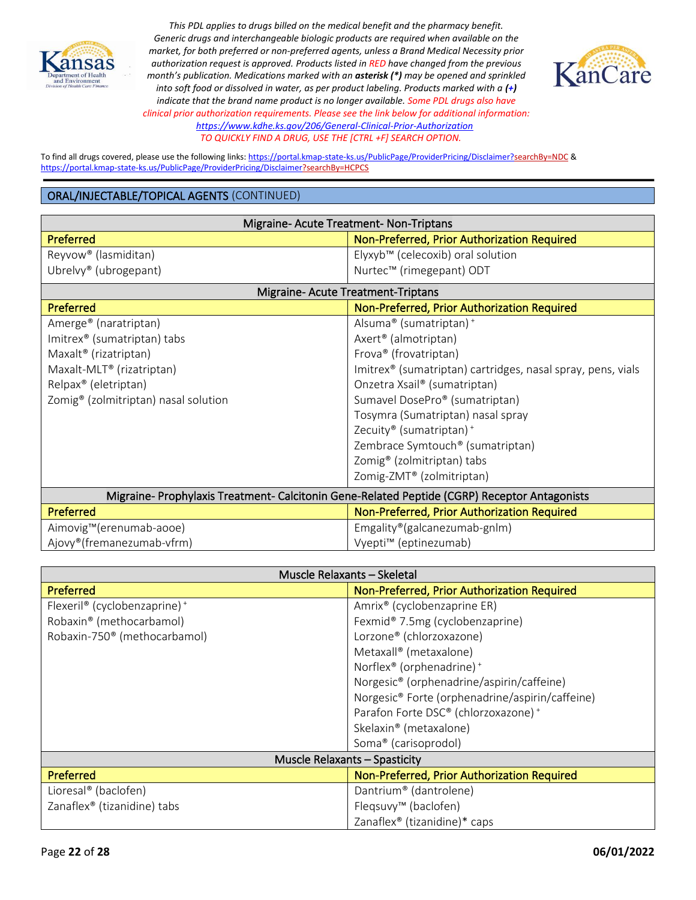*This PDL applies to drugs billed on the medical benefit and the pharmacy benefit. Generic drugs and interchangeable biologic products are required when available on the market, for both preferred or non-preferred agents, unless a Brand Medical Necessity prior authorization request is approved. Products listed in RED have changed from the previous month's publication. Medications marked with an **asterisk (*)** may be opened and sprinkled into soft food or dissolved in water, as per product labeling. Products marked with a **(+)** indicate that the brand name product is no longer available. Some PDL drugs also have clinical prior authorization requirements. Please see the link below for additional information:* *https://www.kdhe.ks.gov/206/General-Clinical-Prior-Authorization*
*TO QUICKLY FIND A DRUG, USE THE [CTRL +F] SEARCH OPTION.*

To find all drugs covered, please use the following links: https://portal.kmap-state-ks.us/PublicPage/ProviderPricing/Disclaimer?searchBy=NDC & https://portal.kmap-state-ks.us/PublicPage/ProviderPricing/Disclaimer?searchBy=HCPCS

## ORAL/INJECTABLE/TOPICAL AGENTS (CONTINUED)

| Migraine- Acute Treatment- Non-Triptans | |
|---|---|
| **Preferred** | **Non-Preferred, Prior Authorization Required** |
| Reyvow® (lasmiditan) | Elyxyb™ (celecoxib) oral solution |
| Ubrelvy® (ubrogepant) | Nurtec™ (rimegepant) ODT |
| **Migraine- Acute Treatment-Triptans** | |
| **Preferred** | **Non-Preferred, Prior Authorization Required** |
| Amerge® (naratriptan) | Alsuma® (sumatriptan) + |
| Imitrex® (sumatriptan) tabs | Axert® (almotriptan) |
| Maxalt® (rizatriptan) | Frova® (frovatriptan) |
| Maxalt-MLT® (rizatriptan) | Imitrex® (sumatriptan) cartridges, nasal spray, pens, vials |
| Relpax® (eletriptan) | Onzetra Xsail® (sumatriptan) |
| Zomig® (zolmitriptan) nasal solution | Sumavel DosePro® (sumatriptan) |
| | Tosymra (Sumatriptan) nasal spray |
| | Zecuity® (sumatriptan) + |
| | Zembrace Symtouch® (sumatriptan) |
| | Zomig® (zolmitriptan) tabs |
| | Zomig-ZMT® (zolmitriptan) |
| **Migraine- Prophylaxis Treatment- Calcitonin Gene-Related Peptide (CGRP) Receptor Antagonists** | |
| **Preferred** | **Non-Preferred, Prior Authorization Required** |
| Aimovig™(erenumab-aooe) | Emgality®(galcanezumab-gnlm) |
| Ajovy®(fremanezumab-vfrm) | Vyepti™ (eptinezumab) |

| Muscle Relaxants – Skeletal | |
|---|---|
| **Preferred** | **Non-Preferred, Prior Authorization Required** |
| Flexeril® (cyclobenzaprine) + | Amrix® (cyclobenzaprine ER) |
| Robaxin® (methocarbamol) | Fexmid® 7.5mg (cyclobenzaprine) |
| Robaxin-750® (methocarbamol) | Lorzone® (chlorzoxazone) |
| | Metaxall® (metaxalone) |
| | Norflex® (orphenadrine) + |
| | Norgesic® (orphenadrine/aspirin/caffeine) |
| | Norgesic® Forte (orphenadrine/aspirin/caffeine) |
| | Parafon Forte DSC® (chlorzoxazone) + |
| | Skelaxin® (metaxalone) |
| | Soma® (carisoprodol) |
| **Muscle Relaxants – Spasticity** | |
| **Preferred** | **Non-Preferred, Prior Authorization Required** |
| Lioresal® (baclofen) | Dantrium® (dantrolene) |
| Zanaflex® (tizanidine) tabs | Fleqsuvy™ (baclofen) |
| | Zanaflex® (tizanidine)* caps |

06/01/2022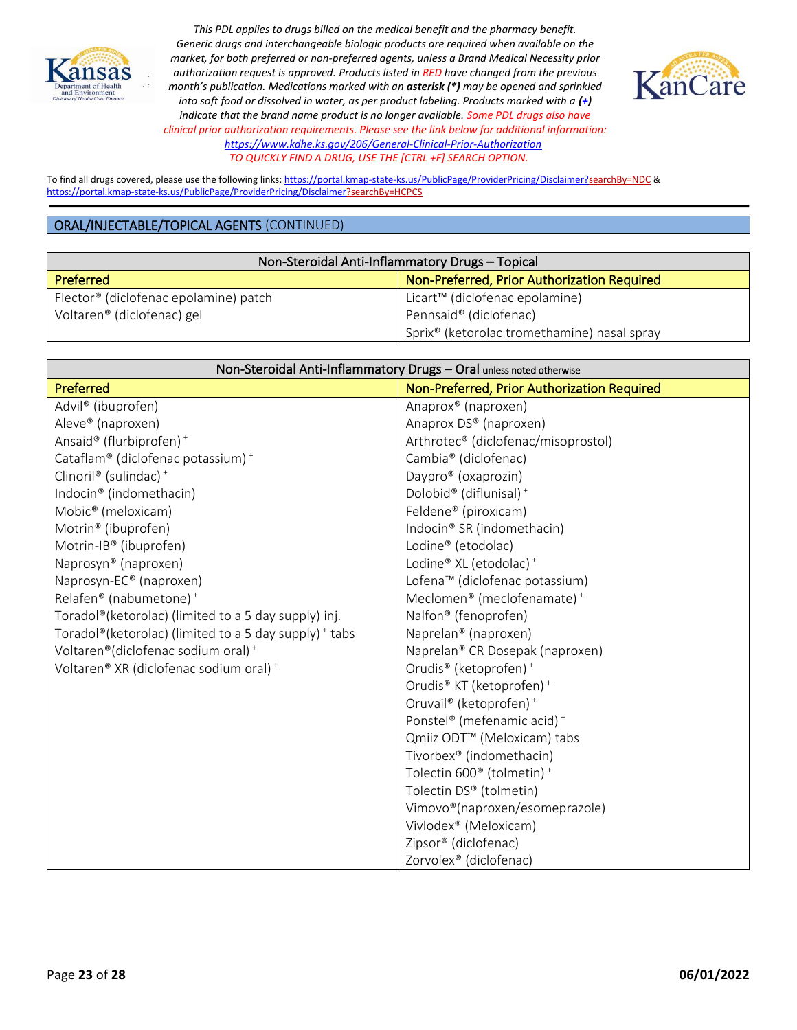*This PDL applies to drugs billed on the medical benefit and the pharmacy benefit. Generic drugs and interchangeable biologic products are required when available on the market, for both preferred or non-preferred agents, unless a Brand Medical Necessity prior authorization request is approved. Products listed in RED have changed from the previous month's publication. Medications marked with an **asterisk (*)** may be opened and sprinkled into soft food or dissolved in water, as per product labeling. Products marked with a **(+)** indicate that the brand name product is no longer available. Some PDL drugs also have clinical prior authorization requirements. Please see the link below for additional information:* *https://www.kdhe.ks.gov/206/General-Clinical-Prior-Authorization*

*TO QUICKLY FIND A DRUG, USE THE [CTRL +F] SEARCH OPTION.*

To find all drugs covered, please use the following links: https://portal.kmap-state-ks.us/PublicPage/ProviderPricing/Disclaimer?searchBy=NDC & https://portal.kmap-state-ks.us/PublicPage/ProviderPricing/Disclaimer?searchBy=HCPCS

## ORAL/INJECTABLE/TOPICAL AGENTS (CONTINUED)

| Non-Steroidal Anti-Inflammatory Drugs – Topical | |
|---|---|
| **Preferred** | **Non-Preferred, Prior Authorization Required** |
| Flector® (diclofenac epolamine) patch | Licart™ (diclofenac epolamine) |
| Voltaren® (diclofenac) gel | Pennsaid® (diclofenac) |
| | Sprix® (ketorolac tromethamine) nasal spray |

| Non-Steroidal Anti-Inflammatory Drugs – Oral unless noted otherwise | |
|---|---|
| **Preferred** | **Non-Preferred, Prior Authorization Required** |
| Advil® (ibuprofen) | Anaprox® (naproxen) |
| Aleve® (naproxen) | Anaprox DS® (naproxen) |
| Ansaid® (flurbiprofen) + | Arthrotec® (diclofenac/misoprostol) |
| Cataflam® (diclofenac potassium) + | Cambia® (diclofenac) |
| Clinoril® (sulindac) + | Daypro® (oxaprozin) |
| Indocin® (indomethacin) | Dolobid® (diflunisal) + |
| Mobic® (meloxicam) | Feldene® (piroxicam) |
| Motrin® (ibuprofen) | Indocin® SR (indomethacin) |
| Motrin-IB® (ibuprofen) | Lodine® (etodolac) |
| Naprosyn® (naproxen) | Lodine® XL (etodolac) + |
| Naprosyn-EC® (naproxen) | Lofena™ (diclofenac potassium) |
| Relafen® (nabumetone) + | Meclomen® (meclofenamate) + |
| Toradol®(ketorolac) (limited to a 5 day supply) inj. | Nalfon® (fenoprofen) |
| Toradol®(ketorolac) (limited to a 5 day supply) + tabs | Naprelan® (naproxen) |
| Voltaren®(diclofenac sodium oral) + | Naprelan® CR Dosepak (naproxen) |
| Voltaren® XR (diclofenac sodium oral) + | Orudis® (ketoprofen) + |
| | Orudis® KT (ketoprofen) + |
| | Oruvail® (ketoprofen) + |
| | Ponstel® (mefenamic acid) + |
| | Qmiiz ODT™ (Meloxicam) tabs |
| | Tivorbex® (indomethacin) |
| | Tolectin 600® (tolmetin) + |
| | Tolectin DS® (tolmetin) |
| | Vimovo®(naproxen/esomeprazole) |
| | Vivlodex® (Meloxicam) |
| | Zipsor® (diclofenac) |
| | Zorvolex® (diclofenac) |

06/01/2022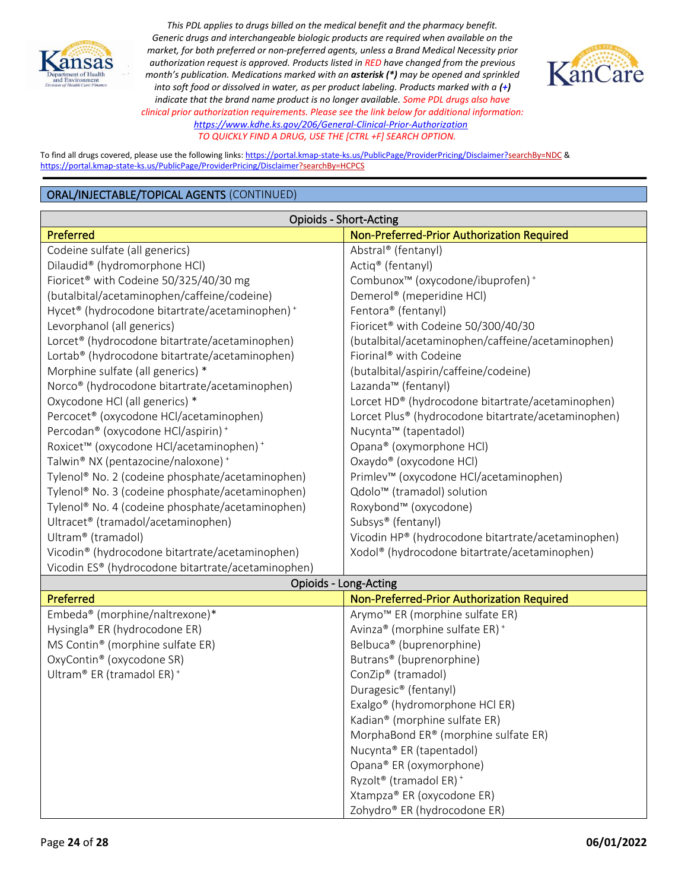*This PDL applies to drugs billed on the medical benefit and the pharmacy benefit. Generic drugs and interchangeable biologic products are required when available on the market, for both preferred or non-preferred agents, unless a Brand Medical Necessity prior authorization request is approved. Products listed in RED have changed from the previous month's publication. Medications marked with an **asterisk (*)** may be opened and sprinkled into soft food or dissolved in water, as per product labeling. Products marked with a **(+)** indicate that the brand name product is no longer available. Some PDL drugs also have clinical prior authorization requirements. Please see the link below for additional information:* *https://www.kdhe.ks.gov/206/General-Clinical-Prior-Authorization*

*TO QUICKLY FIND A DRUG, USE THE [CTRL +F] SEARCH OPTION.*

To find all drugs covered, please use the following links: https://portal.kmap-state-ks.us/PublicPage/ProviderPricing/Disclaimer?searchBy=NDC & https://portal.kmap-state-ks.us/PublicPage/ProviderPricing/Disclaimer?searchBy=HCPCS

## ORAL/INJECTABLE/TOPICAL AGENTS (CONTINUED)

| Opioids - Short-Acting | |
|---|---|
| **Preferred** | **Non-Preferred-Prior Authorization Required** |
| Codeine sulfate (all generics) | Abstral® (fentanyl) |
| Dilaudid® (hydromorphone HCl) | Actiq® (fentanyl) |
| Fioricet® with Codeine 50/325/40/30 mg (butalbital/acetaminophen/caffeine/codeine) | Combunox™ (oxycodone/ibuprofen) + |
| Hycet® (hydrocodone bitartrate/acetaminophen) + | Demerol® (meperidine HCl) |
| Levorphanol (all generics) | Fentora® (fentanyl) |
| Lorcet® (hydrocodone bitartrate/acetaminophen) | Fioricet® with Codeine 50/300/40/30 (butalbital/acetaminophen/caffeine/acetaminophen) |
| Lortab® (hydrocodone bitartrate/acetaminophen) | Fiorinal® with Codeine (butalbital/aspirin/caffeine/codeine) |
| Morphine sulfate (all generics) * | Lazanda™ (fentanyl) |
| Norco® (hydrocodone bitartrate/acetaminophen) | Lorcet HD® (hydrocodone bitartrate/acetaminophen) |
| Oxycodone HCl (all generics) * | Lorcet Plus® (hydrocodone bitartrate/acetaminophen) |
| Percocet® (oxycodone HCl/acetaminophen) | Nucynta™ (tapentadol) |
| Percodan® (oxycodone HCl/aspirin) + | Opana® (oxymorphone HCl) |
| Roxicet™ (oxycodone HCl/acetaminophen) + | Oxaydo® (oxycodone HCl) |
| Talwin® NX (pentazocine/naloxone) + | Primlev™ (oxycodone HCl/acetaminophen) |
| Tylenol® No. 2 (codeine phosphate/acetaminophen) | Qdolo™ (tramadol) solution |
| Tylenol® No. 3 (codeine phosphate/acetaminophen) | Roxybond™ (oxycodone) |
| Tylenol® No. 4 (codeine phosphate/acetaminophen) | Subsys® (fentanyl) |
| Ultracet® (tramadol/acetaminophen) | Vicodin HP® (hydrocodone bitartrate/acetaminophen) |
| Ultram® (tramadol) | Xodol® (hydrocodone bitartrate/acetaminophen) |
| Vicodin® (hydrocodone bitartrate/acetaminophen) | |
| Vicodin ES® (hydrocodone bitartrate/acetaminophen) | |

| Opioids - Long-Acting | |
|---|---|
| **Preferred** | **Non-Preferred-Prior Authorization Required** |
| Embeda® (morphine/naltrexone)* | Arymo™ ER (morphine sulfate ER) |
| Hysingla® ER (hydrocodone ER) | Avinza® (morphine sulfate ER) + |
| MS Contin® (morphine sulfate ER) | Belbuca® (buprenorphine) |
| OxyContin® (oxycodone SR) | Butrans® (buprenorphine) |
| Ultram® ER (tramadol ER) + | ConZip® (tramadol) |
| | Duragesic® (fentanyl) |
| | Exalgo® (hydromorphone HCl ER) |
| | Kadian® (morphine sulfate ER) |
| | MorphaBond ER® (morphine sulfate ER) |
| | Nucynta® ER (tapentadol) |
| | Opana® ER (oxymorphone) |
| | Ryzolt® (tramadol ER) + |
| | Xtampza® ER (oxycodone ER) |
| | Zohydro® ER (hydrocodone ER) |

06/01/2022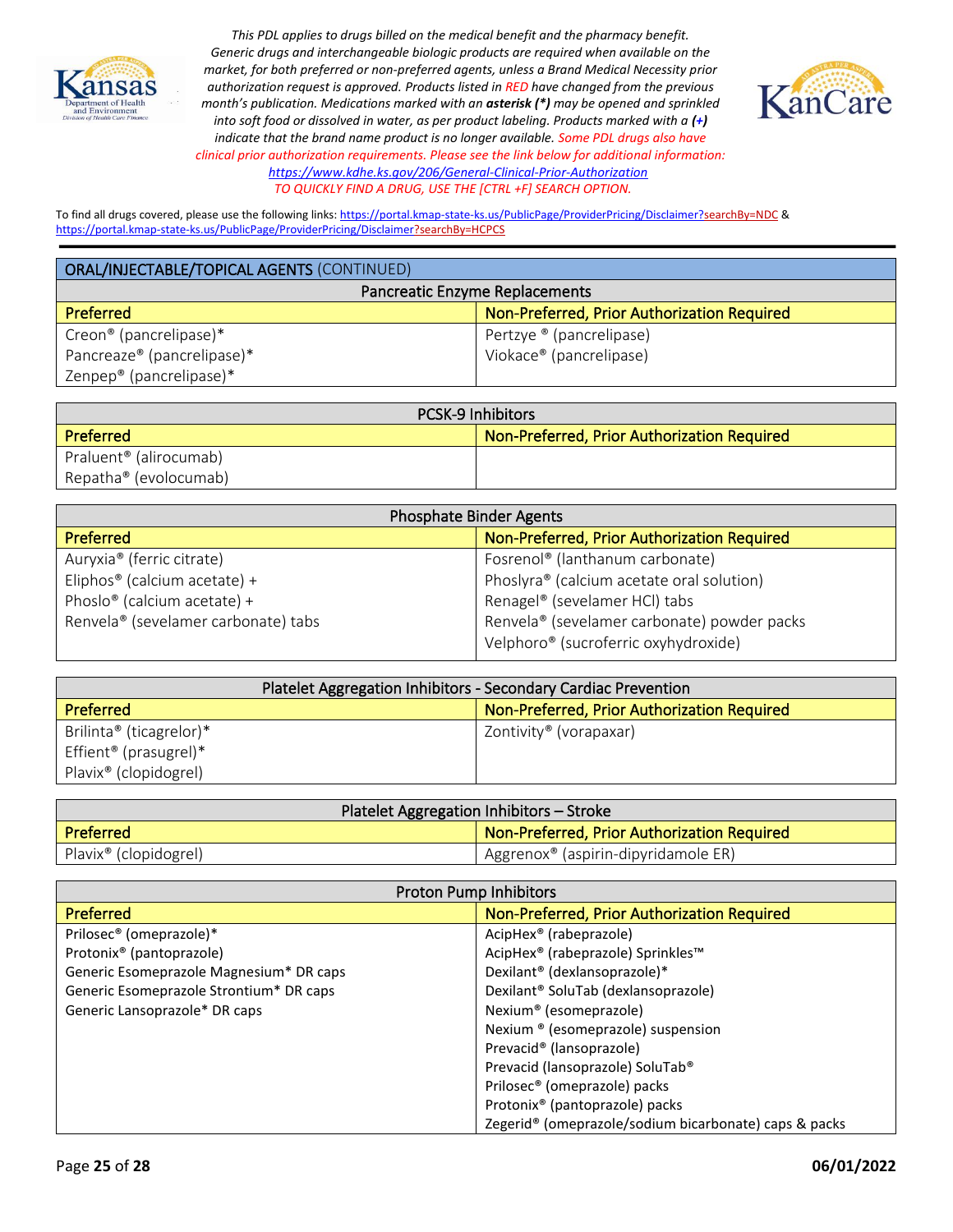*This PDL applies to drugs billed on the medical benefit and the pharmacy benefit. Generic drugs and interchangeable biologic products are required when available on the market, for both preferred or non-preferred agents, unless a Brand Medical Necessity prior authorization request is approved. Products listed in RED have changed from the previous month's publication. Medications marked with an **asterisk (*)** may be opened and sprinkled into soft food or dissolved in water, as per product labeling. Products marked with a **(+)** indicate that the brand name product is no longer available. Some PDL drugs also have clinical prior authorization requirements. Please see the link below for additional information:* https://www.kdhe.ks.gov/206/General-Clinical-Prior-Authorization

*TO QUICKLY FIND A DRUG, USE THE [CTRL +F] SEARCH OPTION.*

To find all drugs covered, please use the following links: https://portal.kmap-state-ks.us/PublicPage/ProviderPricing/Disclaimer?searchBy=NDC & https://portal.kmap-state-ks.us/PublicPage/ProviderPricing/Disclaimer?searchBy=HCPCS

## ORAL/INJECTABLE/TOPICAL AGENTS (CONTINUED)

### Pancreatic Enzyme Replacements

| Preferred | Non-Preferred, Prior Authorization Required |
|---|---|
| Creon® (pancrelipase)* | Pertzye ® (pancrelipase) |
| Pancreaze® (pancrelipase)* | Viokace® (pancrelipase) |
| Zenpep® (pancrelipase)* | |

### PCSK-9 Inhibitors

| Preferred | Non-Preferred, Prior Authorization Required |
|---|---|
| Praluent® (alirocumab) | |
| Repatha® (evolocumab) | |

### Phosphate Binder Agents

| Preferred | Non-Preferred, Prior Authorization Required |
|---|---|
| Auryxia® (ferric citrate) | Fosrenol® (lanthanum carbonate) |
| Eliphos® (calcium acetate) + | Phoslyra® (calcium acetate oral solution) |
| Phoslo® (calcium acetate) + | Renagel® (sevelamer HCl) tabs |
| Renvela® (sevelamer carbonate) tabs | Renvela® (sevelamer carbonate) powder packs |
| | Velphoro® (sucroferric oxyhydroxide) |

### Platelet Aggregation Inhibitors - Secondary Cardiac Prevention

| Preferred | Non-Preferred, Prior Authorization Required |
|---|---|
| Brilinta® (ticagrelor)* | Zontivity® (vorapaxar) |
| Effient® (prasugrel)* | |
| Plavix® (clopidogrel) | |

### Platelet Aggregation Inhibitors – Stroke

| Preferred | Non-Preferred, Prior Authorization Required |
|---|---|
| Plavix® (clopidogrel) | Aggrenox® (aspirin-dipyridamole ER) |

### Proton Pump Inhibitors

| Preferred | Non-Preferred, Prior Authorization Required |
|---|---|
| Prilosec® (omeprazole)* | AcipHex® (rabeprazole) |
| Protonix® (pantoprazole) | AcipHex® (rabeprazole) Sprinkles™ |
| Generic Esomeprazole Magnesium* DR caps | Dexilant® (dexlansoprazole)* |
| Generic Esomeprazole Strontium* DR caps | Dexilant® SoluTab (dexlansoprazole) |
| Generic Lansoprazole* DR caps | Nexium® (esomeprazole) |
| | Nexium ® (esomeprazole) suspension |
| | Prevacid® (lansoprazole) |
| | Prevacid (lansoprazole) SoluTab® |
| | Prilosec® (omeprazole) packs |
| | Protonix® (pantoprazole) packs |
| | Zegerid® (omeprazole/sodium bicarbonate) caps & packs |

06/01/2022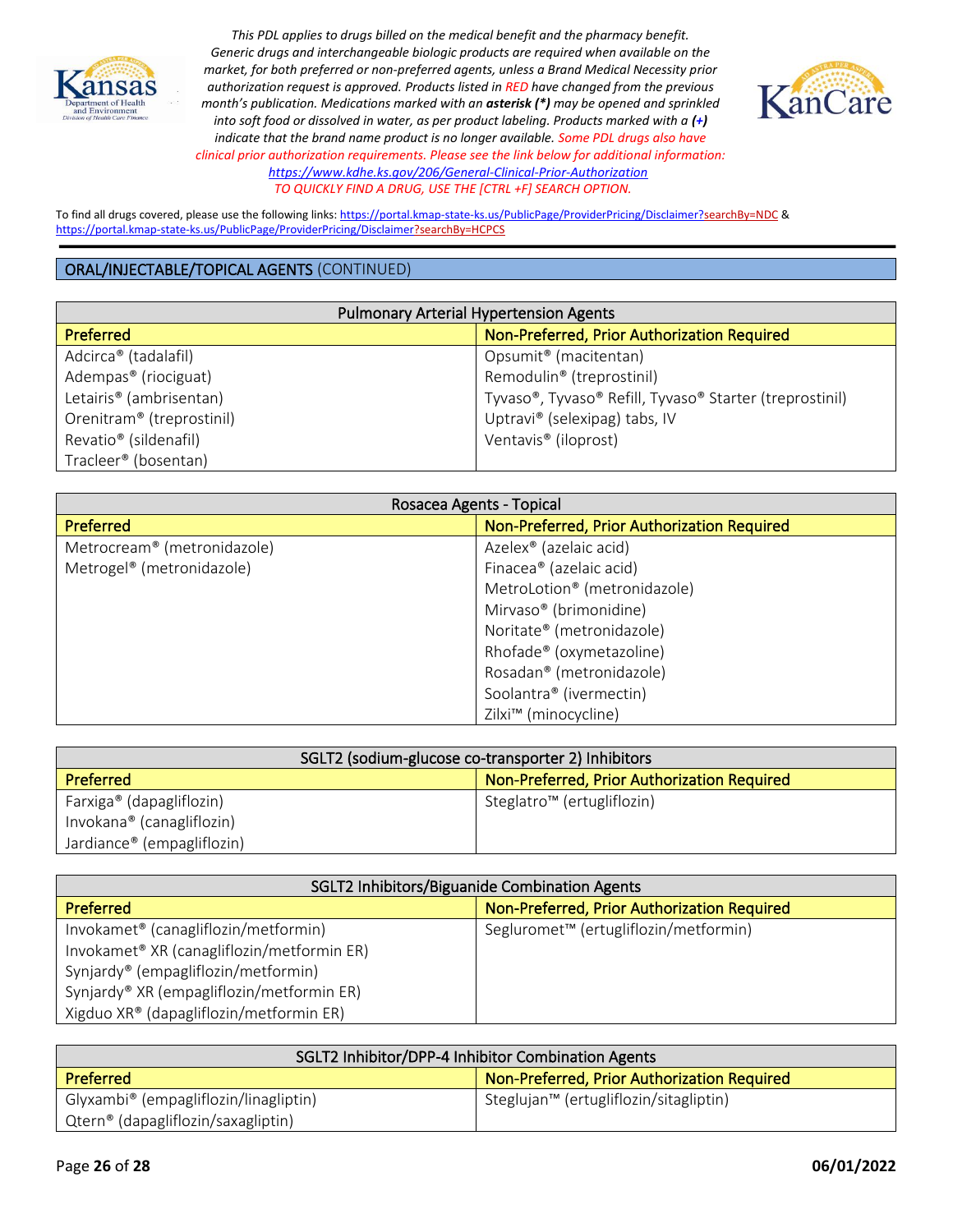*This PDL applies to drugs billed on the medical benefit and the pharmacy benefit. Generic drugs and interchangeable biologic products are required when available on the market, for both preferred or non-preferred agents, unless a Brand Medical Necessity prior authorization request is approved. Products listed in RED have changed from the previous month's publication. Medications marked with an **asterisk (*)** may be opened and sprinkled into soft food or dissolved in water, as per product labeling. Products marked with a **(+)** indicate that the brand name product is no longer available. Some PDL drugs also have clinical prior authorization requirements. Please see the link below for additional information:* https://www.kdhe.ks.gov/206/General-Clinical-Prior-Authorization

*TO QUICKLY FIND A DRUG, USE THE [CTRL +F] SEARCH OPTION.*

To find all drugs covered, please use the following links: https://portal.kmap-state-ks.us/PublicPage/ProviderPricing/Disclaimer?searchBy=NDC & https://portal.kmap-state-ks.us/PublicPage/ProviderPricing/Disclaimer?searchBy=HCPCS

## ORAL/INJECTABLE/TOPICAL AGENTS (CONTINUED)

| Pulmonary Arterial Hypertension Agents | |
|---|---|
| **Preferred** | **Non-Preferred, Prior Authorization Required** |
| Adcirca® (tadalafil) | Opsumit® (macitentan) |
| Adempas® (riociguat) | Remodulin® (treprostinil) |
| Letairis® (ambrisentan) | Tyvaso®, Tyvaso® Refill, Tyvaso® Starter (treprostinil) |
| Orenitram® (treprostinil) | Uptravi® (selexipag) tabs, IV |
| Revatio® (sildenafil) | Ventavis® (iloprost) |
| Tracleer® (bosentan) | |

| Rosacea Agents - Topical | |
|---|---|
| **Preferred** | **Non-Preferred, Prior Authorization Required** |
| Metrocream® (metronidazole) | Azelex® (azelaic acid) |
| Metrogel® (metronidazole) | Finacea® (azelaic acid) |
| | MetroLotion® (metronidazole) |
| | Mirvaso® (brimonidine) |
| | Noritate® (metronidazole) |
| | Rhofade® (oxymetazoline) |
| | Rosadan® (metronidazole) |
| | Soolantra® (ivermectin) |
| | Zilxi™ (minocycline) |

| SGLT2 (sodium-glucose co-transporter 2) Inhibitors | |
|---|---|
| **Preferred** | **Non-Preferred, Prior Authorization Required** |
| Farxiga® (dapagliflozin) | Steglatro™ (ertugliflozin) |
| Invokana® (canagliflozin) | |
| Jardiance® (empagliflozin) | |

| SGLT2 Inhibitors/Biguanide Combination Agents | |
|---|---|
| **Preferred** | **Non-Preferred, Prior Authorization Required** |
| Invokamet® (canagliflozin/metformin) | Segluromet™ (ertugliflozin/metformin) |
| Invokamet® XR (canagliflozin/metformin ER) | |
| Synjardy® (empagliflozin/metformin) | |
| Synjardy® XR (empagliflozin/metformin ER) | |
| Xigduo XR® (dapagliflozin/metformin ER) | |

| SGLT2 Inhibitor/DPP-4 Inhibitor Combination Agents | |
|---|---|
| **Preferred** | **Non-Preferred, Prior Authorization Required** |
| Glyxambi® (empagliflozin/linagliptin) | Steglujan™ (ertugliflozin/sitagliptin) |
| Qtern® (dapagliflozin/saxagliptin) | |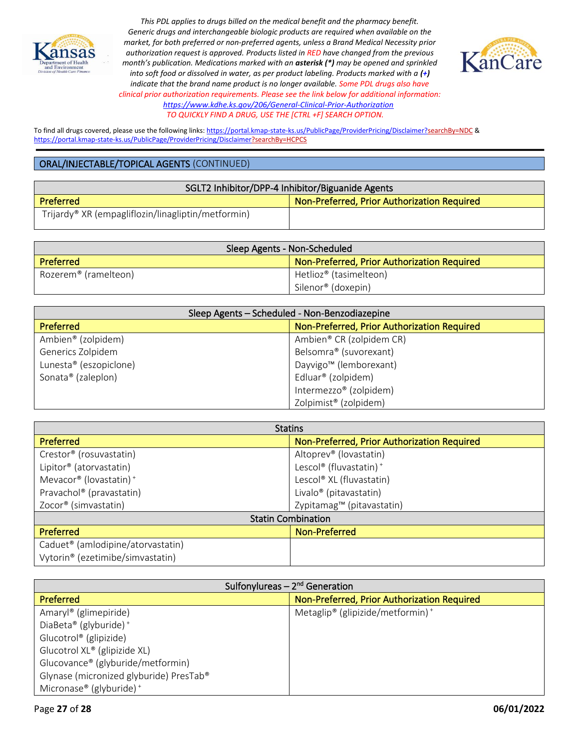*This PDL applies to drugs billed on the medical benefit and the pharmacy benefit. Generic drugs and interchangeable biologic products are required when available on the market, for both preferred or non-preferred agents, unless a Brand Medical Necessity prior authorization request is approved. Products listed in RED have changed from the previous month's publication. Medications marked with an **asterisk (*)** may be opened and sprinkled into soft food or dissolved in water, as per product labeling. Products marked with a (+) indicate that the brand name product is no longer available. Some PDL drugs also have clinical prior authorization requirements. Please see the link below for additional information:* https://www.kdhe.ks.gov/206/General-Clinical-Prior-Authorization
*TO QUICKLY FIND A DRUG, USE THE [CTRL +F] SEARCH OPTION.*

To find all drugs covered, please use the following links: https://portal.kmap-state-ks.us/PublicPage/ProviderPricing/Disclaimer?searchBy=NDC & https://portal.kmap-state-ks.us/PublicPage/ProviderPricing/Disclaimer?searchBy=HCPCS

## ORAL/INJECTABLE/TOPICAL AGENTS (CONTINUED)

| SGLT2 Inhibitor/DPP-4 Inhibitor/Biguanide Agents | |
|---|---|
| **Preferred** | **Non-Preferred, Prior Authorization Required** |
| Trijardy® XR (empagliflozin/linagliptin/metformin) | |

| Sleep Agents - Non-Scheduled | |
|---|---|
| **Preferred** | **Non-Preferred, Prior Authorization Required** |
| Rozerem® (ramelteon) | Hetlioz® (tasimelteon) |
| | Silenor® (doxepin) |

| Sleep Agents – Scheduled - Non-Benzodiazepine | |
|---|---|
| **Preferred** | **Non-Preferred, Prior Authorization Required** |
| Ambien® (zolpidem) | Ambien® CR (zolpidem CR) |
| Generics Zolpidem | Belsomra® (suvorexant) |
| Lunesta® (eszopiclone) | Dayvigo™ (lemborexant) |
| Sonata® (zaleplon) | Edluar® (zolpidem) |
| | Intermezzo® (zolpidem) |
| | Zolpimist® (zolpidem) |

| Statins | |
|---|---|
| **Preferred** | **Non-Preferred, Prior Authorization Required** |
| Crestor® (rosuvastatin) | Altoprev® (lovastatin) |
| Lipitor® (atorvastatin) | Lescol® (fluvastatin) + |
| Mevacor® (lovastatin) + | Lescol® XL (fluvastatin) |
| Pravachol® (pravastatin) | Livalo® (pitavastatin) |
| Zocor® (simvastatin) | Zypitamag™ (pitavastatin) |
| **Statin Combination** | |
| **Preferred** | **Non-Preferred** |
| Caduet® (amlodipine/atorvastatin) | |
| Vytorin® (ezetimibe/simvastatin) | |

| Sulfonylureas – 2nd Generation | |
|---|---|
| **Preferred** | **Non-Preferred, Prior Authorization Required** |
| Amaryl® (glimepiride) | Metaglip® (glipizide/metformin) + |
| DiaBeta® (glyburide) + | |
| Glucotrol® (glipizide) | |
| Glucotrol XL® (glipizide XL) | |
| Glucovance® (glyburide/metformin) | |
| Glynase (micronized glyburide) PresTab® | |
| Micronase® (glyburide) + | |

06/01/2022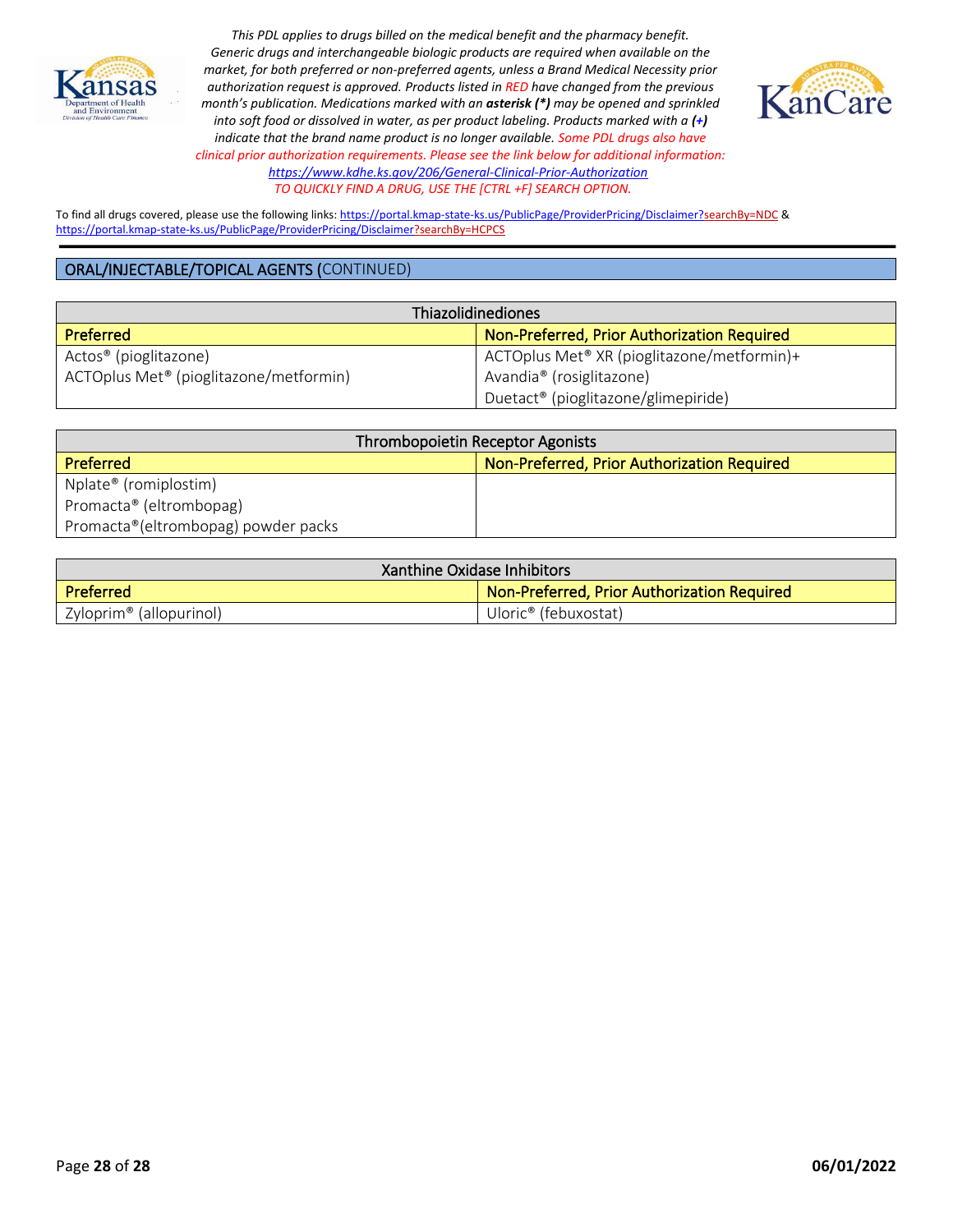*This PDL applies to drugs billed on the medical benefit and the pharmacy benefit. Generic drugs and interchangeable biologic products are required when available on the market, for both preferred or non-preferred agents, unless a Brand Medical Necessity prior authorization request is approved. Products listed in RED have changed from the previous month's publication. Medications marked with an **asterisk (*)** may be opened and sprinkled into soft food or dissolved in water, as per product labeling. Products marked with a **(+)** indicate that the brand name product is no longer available. Some PDL drugs also have clinical prior authorization requirements. Please see the link below for additional information:* *https://www.kdhe.ks.gov/206/General-Clinical-Prior-Authorization*

*TO QUICKLY FIND A DRUG, USE THE [CTRL +F] SEARCH OPTION.*

To find all drugs covered, please use the following links: https://portal.kmap-state-ks.us/PublicPage/ProviderPricing/Disclaimer?searchBy=NDC & https://portal.kmap-state-ks.us/PublicPage/ProviderPricing/Disclaimer?searchBy=HCPCS

## ORAL/INJECTABLE/TOPICAL AGENTS (CONTINUED)

| Thiazolidinediones | |
|---|---|
| **Preferred** | **Non-Preferred, Prior Authorization Required** |
| Actos® (pioglitazone) | ACTOplus Met® XR (pioglitazone/metformin)+ |
| ACTOplus Met® (pioglitazone/metformin) | Avandia® (rosiglitazone) |
| | Duetact® (pioglitazone/glimepiride) |

| Thrombopoietin Receptor Agonists | |
|---|---|
| **Preferred** | **Non-Preferred, Prior Authorization Required** |
| Nplate® (romiplostim) | |
| Promacta® (eltrombopag) | |
| Promacta®(eltrombopag) powder packs | |

| Xanthine Oxidase Inhibitors | |
|---|---|
| **Preferred** | **Non-Preferred, Prior Authorization Required** |
| Zyloprim® (allopurinol) | Uloric® (febuxostat) |

**06/01/2022**